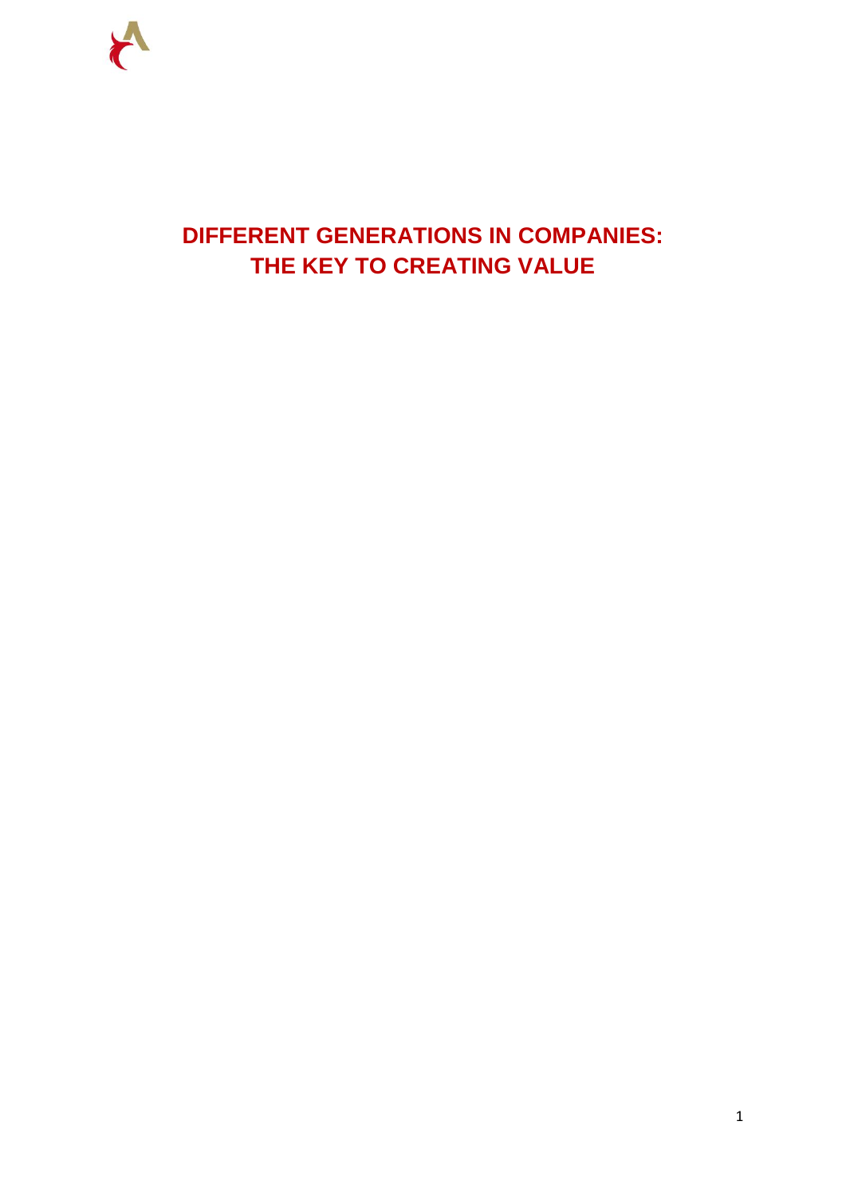# DIFFERENT GENERATIONS IN COMPANIES: THE KEY TO CREATING VALUE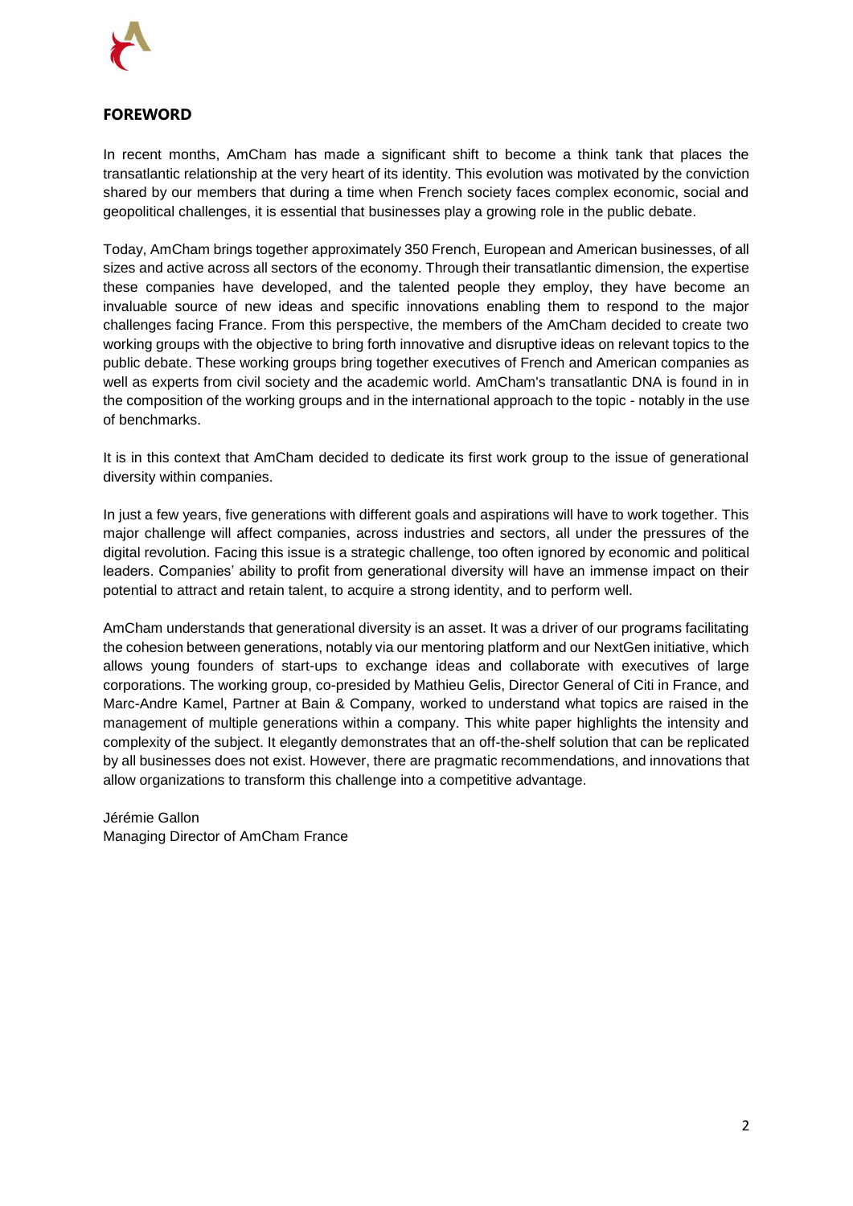## FOREWORD

In recent months, AmCham has made a significant shift to become a think tank that places the transatlantic relationship at the very heart of its identity. This evolution was motivated by the conviction shared by our members that during a time when French society faces complex economic, social and geopolitical challenges, it is essential that businesses play a growing role in the public debate.

Today, AmCham brings together approximately 350 French, European and American businesses, of all sizes and active across all sectors of the economy. Through their transatlantic dimension, the expertise these companies have developed, and the talented people they employ, they have become an invaluable source of new ideas and specific innovations enabling them to respond to the major challenges facing France. From this perspective, the members of the AmCham decided to create two working groups with the objective to bring forth innovative and disruptive ideas on relevant topics to the public debate. These working groups bring together executives of French and American companies as well as experts from civil society and the academic world. AmCham's transatlantic DNA is found in in the composition of the working groups and in the international approach to the topic - notably in the use of benchmarks.

It is in this context that AmCham decided to dedicate its first work group to the issue of generational diversity within companies.

In just a few years, five generations with different goals and aspirations will have to work together. This major challenge will affect companies, across industries and sectors, all under the pressures of the digital revolution. Facing this issue is a strategic challenge, too often ignored by economic and political leaders. Companies' ability to profit from generational diversity will have an immense impact on their potential to attract and retain talent, to acquire a strong identity, and to perform well.

AmCham understands that generational diversity is an asset. It was a driver of our programs facilitating the cohesion between generations, notably via our mentoring platform and our NextGen initiative, which allows young founders of start-ups to exchange ideas and collaborate with executives of large corporations. The working group, co-presided by Mathieu Gelis, Director General of Citi in France, and Marc-Andre Kamel, Partner at Bain & Company, worked to understand what topics are raised in the management of multiple generations within a company. This white paper highlights the intensity and complexity of the subject. It elegantly demonstrates that an off-the-shelf solution that can be replicated by all businesses does not exist. However, there are pragmatic recommendations, and innovations that allow organizations to transform this challenge into a competitive advantage.

Jérémie Gallon
Managing Director of AmCham France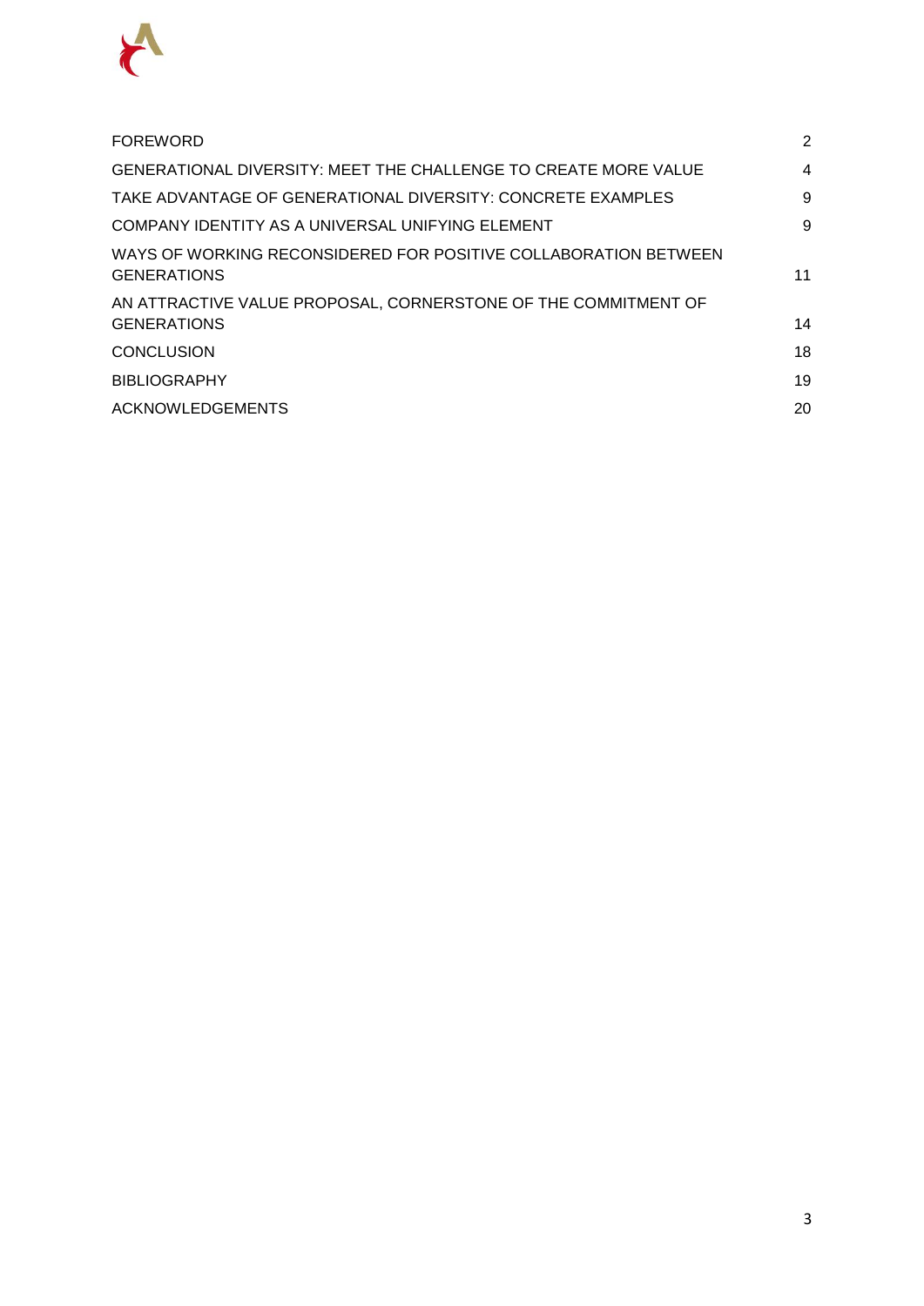| | |
|---|---|
| FOREWORD | 2 |
| GENERATIONAL DIVERSITY: MEET THE CHALLENGE TO CREATE MORE VALUE | 4 |
| TAKE ADVANTAGE OF GENERATIONAL DIVERSITY: CONCRETE EXAMPLES | 9 |
| COMPANY IDENTITY AS A UNIVERSAL UNIFYING ELEMENT | 9 |
| WAYS OF WORKING RECONSIDERED FOR POSITIVE COLLABORATION BETWEEN GENERATIONS | 11 |
| AN ATTRACTIVE VALUE PROPOSAL, CORNERSTONE OF THE COMMITMENT OF GENERATIONS | 14 |
| CONCLUSION | 18 |
| BIBLIOGRAPHY | 19 |
| ACKNOWLEDGEMENTS | 20 |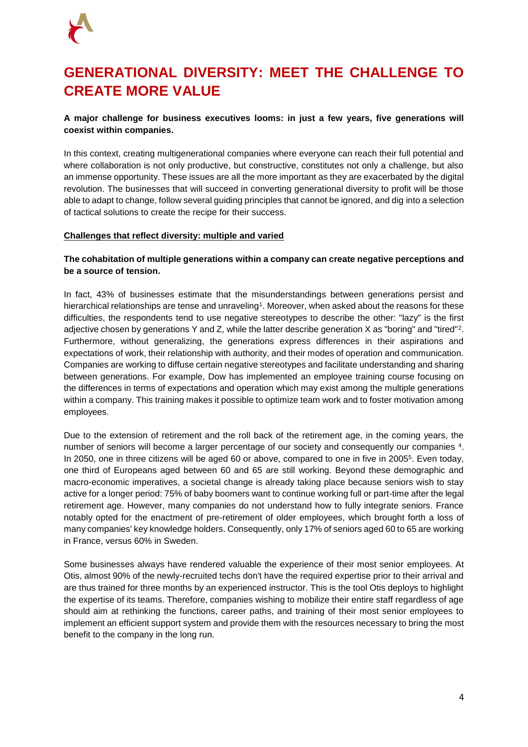# GENERATIONAL DIVERSITY: MEET THE CHALLENGE TO CREATE MORE VALUE

**A major challenge for business executives looms: in just a few years, five generations will coexist within companies.**

In this context, creating multigenerational companies where everyone can reach their full potential and where collaboration is not only productive, but constructive, constitutes not only a challenge, but also an immense opportunity. These issues are all the more important as they are exacerbated by the digital revolution. The businesses that will succeed in converting generational diversity to profit will be those able to adapt to change, follow several guiding principles that cannot be ignored, and dig into a selection of tactical solutions to create the recipe for their success.

## Challenges that reflect diversity: multiple and varied

**The cohabitation of multiple generations within a company can create negative perceptions and be a source of tension.**

In fact, 43% of businesses estimate that the misunderstandings between generations persist and hierarchical relationships are tense and unraveling[1]. Moreover, when asked about the reasons for these difficulties, the respondents tend to use negative stereotypes to describe the other: "lazy" is the first adjective chosen by generations Y and Z, while the latter describe generation X as "boring" and "tired"[2]. Furthermore, without generalizing, the generations express differences in their aspirations and expectations of work, their relationship with authority, and their modes of operation and communication. Companies are working to diffuse certain negative stereotypes and facilitate understanding and sharing between generations. For example, Dow has implemented an employee training course focusing on the differences in terms of expectations and operation which may exist among the multiple generations within a company. This training makes it possible to optimize team work and to foster motivation among employees.

Due to the extension of retirement and the roll back of the retirement age, in the coming years, the number of seniors will become a larger percentage of our society and consequently our companies [4]. In 2050, one in three citizens will be aged 60 or above, compared to one in five in 2005[5]. Even today, one third of Europeans aged between 60 and 65 are still working. Beyond these demographic and macro-economic imperatives, a societal change is already taking place because seniors wish to stay active for a longer period: 75% of baby boomers want to continue working full or part-time after the legal retirement age. However, many companies do not understand how to fully integrate seniors. France notably opted for the enactment of pre-retirement of older employees, which brought forth a loss of many companies' key knowledge holders. Consequently, only 17% of seniors aged 60 to 65 are working in France, versus 60% in Sweden.

Some businesses always have rendered valuable the experience of their most senior employees. At Otis, almost 90% of the newly-recruited techs don't have the required expertise prior to their arrival and are thus trained for three months by an experienced instructor. This is the tool Otis deploys to highlight the expertise of its teams. Therefore, companies wishing to mobilize their entire staff regardless of age should aim at rethinking the functions, career paths, and training of their most senior employees to implement an efficient support system and provide them with the resources necessary to bring the most benefit to the company in the long run.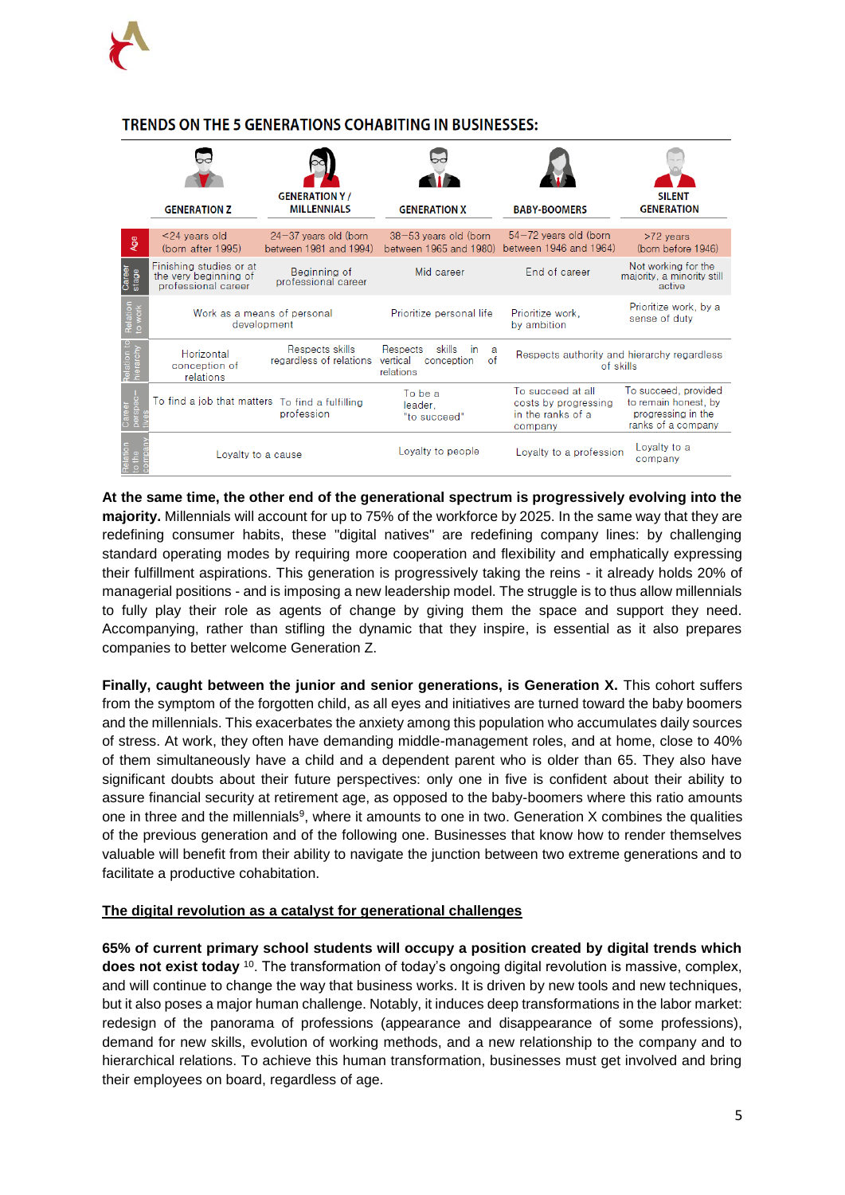## TRENDS ON THE 5 GENERATIONS COHABITING IN BUSINESSES:

| | GENERATION Z | GENERATION Y / MILLENNIALS | GENERATION X | BABY-BOOMERS | SILENT GENERATION |
|---|---|---|---|---|---|
| Age | <24 years old (born after 1995) | 24–37 years old (born between 1981 and 1994) | 38–53 years old (born between 1965 and 1980) | 54–72 years old (born between 1946 and 1964) | >72 years (born before 1946) |
| Career stage | Finishing studies or at the very beginning of professional career | Beginning of professional career | Mid career | End of career | Not working for the majority, a minority still active |
| Relation to work | Work as a means of personal development | | Prioritize personal life | Prioritize work, by ambition | Prioritize work, by a sense of duty |
| Relation to hierarchy | Horizontal conception of relations | Respects skills regardless of relations | Respects skills in a vertical conception of relations | Respects authority and hierarchy regardless of skills | |
| Career perspectives | To find a job that matters | To find a fulfilling profession | To be a leader, "to succeed" | To succeed at all costs by progressing in the ranks of a company | To succeed, provided to remain honest, by progressing in the ranks of a company |
| Relation to the company | Loyalty to a cause | | Loyalty to people | Loyalty to a profession | Loyalty to a company |

**At the same time, the other end of the generational spectrum is progressively evolving into the majority.** Millennials will account for up to 75% of the workforce by 2025. In the same way that they are redefining consumer habits, these "digital natives" are redefining company lines: by challenging standard operating modes by requiring more cooperation and flexibility and emphatically expressing their fulfillment aspirations. This generation is progressively taking the reins - it already holds 20% of managerial positions - and is imposing a new leadership model. The struggle is to thus allow millennials to fully play their role as agents of change by giving them the space and support they need. Accompanying, rather than stifling the dynamic that they inspire, is essential as it also prepares companies to better welcome Generation Z.

**Finally, caught between the junior and senior generations, is Generation X.** This cohort suffers from the symptom of the forgotten child, as all eyes and initiatives are turned toward the baby boomers and the millennials. This exacerbates the anxiety among this population who accumulates daily sources of stress. At work, they often have demanding middle-management roles, and at home, close to 40% of them simultaneously have a child and a dependent parent who is older than 65. They also have significant doubts about their future perspectives: only one in five is confident about their ability to assure financial security at retirement age, as opposed to the baby-boomers where this ratio amounts one in three and the millennials[9], where it amounts to one in two. Generation X combines the qualities of the previous generation and of the following one. Businesses that know how to render themselves valuable will benefit from their ability to navigate the junction between two extreme generations and to facilitate a productive cohabitation.

<u>**The digital revolution as a catalyst for generational challenges**</u>

**65% of current primary school students will occupy a position created by digital trends which does not exist today** [10]. The transformation of today's ongoing digital revolution is massive, complex, and will continue to change the way that business works. It is driven by new tools and new techniques, but it also poses a major human challenge. Notably, it induces deep transformations in the labor market: redesign of the panorama of professions (appearance and disappearance of some professions), demand for new skills, evolution of working methods, and a new relationship to the company and to hierarchical relations. To achieve this human transformation, businesses must get involved and bring their employees on board, regardless of age.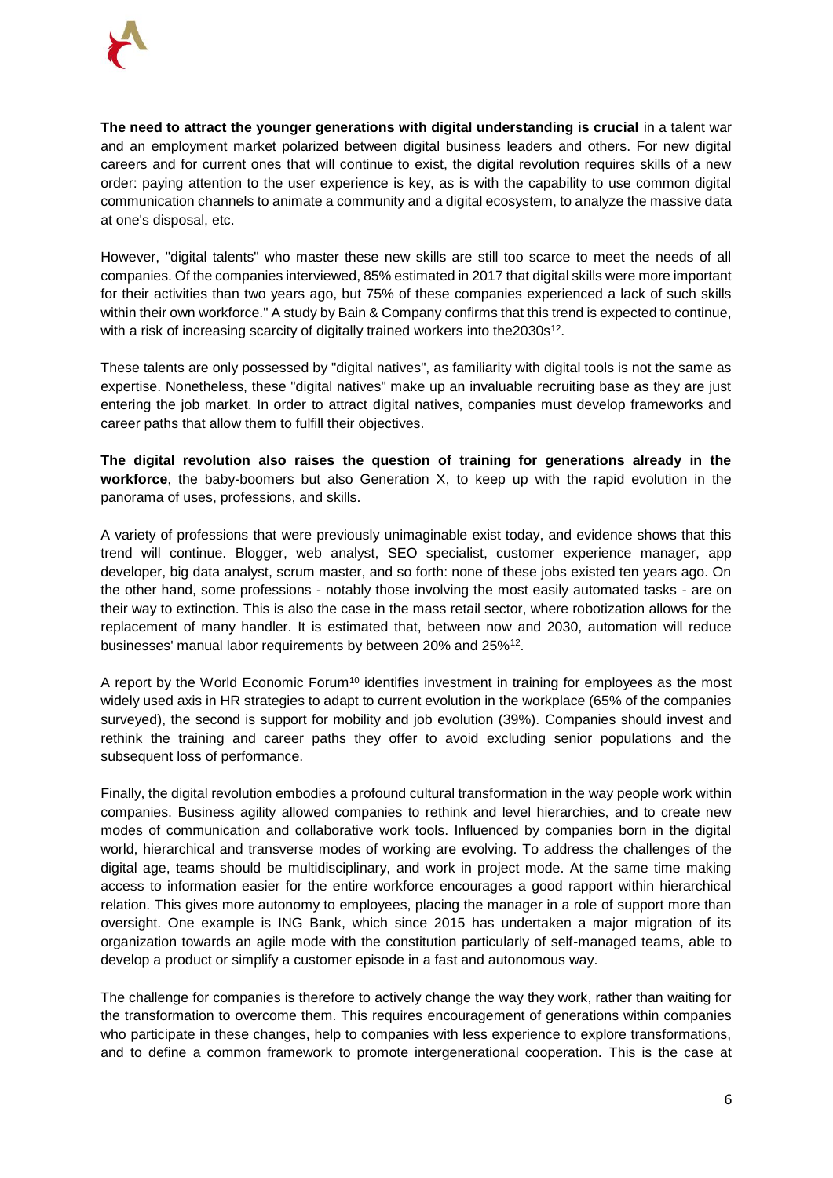**The need to attract the younger generations with digital understanding is crucial** in a talent war and an employment market polarized between digital business leaders and others. For new digital careers and for current ones that will continue to exist, the digital revolution requires skills of a new order: paying attention to the user experience is key, as is with the capability to use common digital communication channels to animate a community and a digital ecosystem, to analyze the massive data at one's disposal, etc.

However, "digital talents" who master these new skills are still too scarce to meet the needs of all companies. Of the companies interviewed, 85% estimated in 2017 that digital skills were more important for their activities than two years ago, but 75% of these companies experienced a lack of such skills within their own workforce." A study by Bain & Company confirms that this trend is expected to continue, with a risk of increasing scarcity of digitally trained workers into the2030s[12].

These talents are only possessed by "digital natives", as familiarity with digital tools is not the same as expertise. Nonetheless, these "digital natives" make up an invaluable recruiting base as they are just entering the job market. In order to attract digital natives, companies must develop frameworks and career paths that allow them to fulfill their objectives.

**The digital revolution also raises the question of training for generations already in the workforce**, the baby-boomers but also Generation X, to keep up with the rapid evolution in the panorama of uses, professions, and skills.

A variety of professions that were previously unimaginable exist today, and evidence shows that this trend will continue. Blogger, web analyst, SEO specialist, customer experience manager, app developer, big data analyst, scrum master, and so forth: none of these jobs existed ten years ago. On the other hand, some professions - notably those involving the most easily automated tasks - are on their way to extinction. This is also the case in the mass retail sector, where robotization allows for the replacement of many handler. It is estimated that, between now and 2030, automation will reduce businesses' manual labor requirements by between 20% and 25%[12].

A report by the World Economic Forum[10] identifies investment in training for employees as the most widely used axis in HR strategies to adapt to current evolution in the workplace (65% of the companies surveyed), the second is support for mobility and job evolution (39%). Companies should invest and rethink the training and career paths they offer to avoid excluding senior populations and the subsequent loss of performance.

Finally, the digital revolution embodies a profound cultural transformation in the way people work within companies. Business agility allowed companies to rethink and level hierarchies, and to create new modes of communication and collaborative work tools. Influenced by companies born in the digital world, hierarchical and transverse modes of working are evolving. To address the challenges of the digital age, teams should be multidisciplinary, and work in project mode. At the same time making access to information easier for the entire workforce encourages a good rapport within hierarchical relation. This gives more autonomy to employees, placing the manager in a role of support more than oversight. One example is ING Bank, which since 2015 has undertaken a major migration of its organization towards an agile mode with the constitution particularly of self-managed teams, able to develop a product or simplify a customer episode in a fast and autonomous way.

The challenge for companies is therefore to actively change the way they work, rather than waiting for the transformation to overcome them. This requires encouragement of generations within companies who participate in these changes, help to companies with less experience to explore transformations, and to define a common framework to promote intergenerational cooperation. This is the case at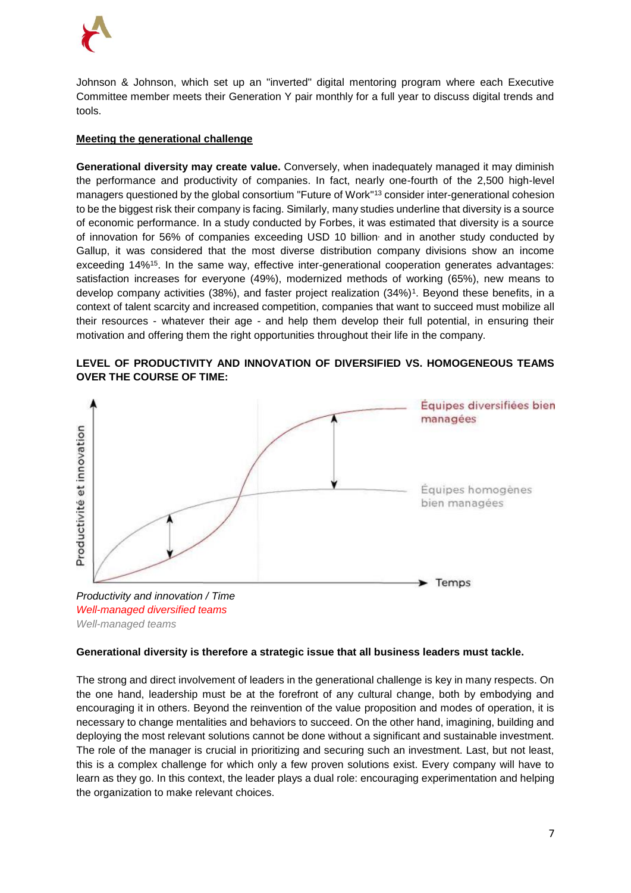Johnson & Johnson, which set up an "inverted" digital mentoring program where each Executive Committee member meets their Generation Y pair monthly for a full year to discuss digital trends and tools.

**Meeting the generational challenge**

**Generational diversity may create value.** Conversely, when inadequately managed it may diminish the performance and productivity of companies. In fact, nearly one-fourth of the 2,500 high-level managers questioned by the global consortium "Future of Work"[13] consider inter-generational cohesion to be the biggest risk their company is facing. Similarly, many studies underline that diversity is a source of economic performance. In a study conducted by Forbes, it was estimated that diversity is a source of innovation for 56% of companies exceeding USD 10 billion and in another study conducted by Gallup, it was considered that the most diverse distribution company divisions show an income exceeding 14%[15]. In the same way, effective inter-generational cooperation generates advantages: satisfaction increases for everyone (49%), modernized methods of working (65%), new means to develop company activities (38%), and faster project realization (34%)[1]. Beyond these benefits, in a context of talent scarcity and increased competition, companies that want to succeed must mobilize all their resources - whatever their age - and help them develop their full potential, in ensuring their motivation and offering them the right opportunities throughout their life in the company.

**LEVEL OF PRODUCTIVITY AND INNOVATION OF DIVERSIFIED VS. HOMOGENEOUS TEAMS OVER THE COURSE OF TIME:**

*Productivity and innovation / Time*
*Well-managed diversified teams*
*Well-managed teams*

**Generational diversity is therefore a strategic issue that all business leaders must tackle.**

The strong and direct involvement of leaders in the generational challenge is key in many respects. On the one hand, leadership must be at the forefront of any cultural change, both by embodying and encouraging it in others. Beyond the reinvention of the value proposition and modes of operation, it is necessary to change mentalities and behaviors to succeed. On the other hand, imagining, building and deploying the most relevant solutions cannot be done without a significant and sustainable investment. The role of the manager is crucial in prioritizing and securing such an investment. Last, but not least, this is a complex challenge for which only a few proven solutions exist. Every company will have to learn as they go. In this context, the leader plays a dual role: encouraging experimentation and helping the organization to make relevant choices.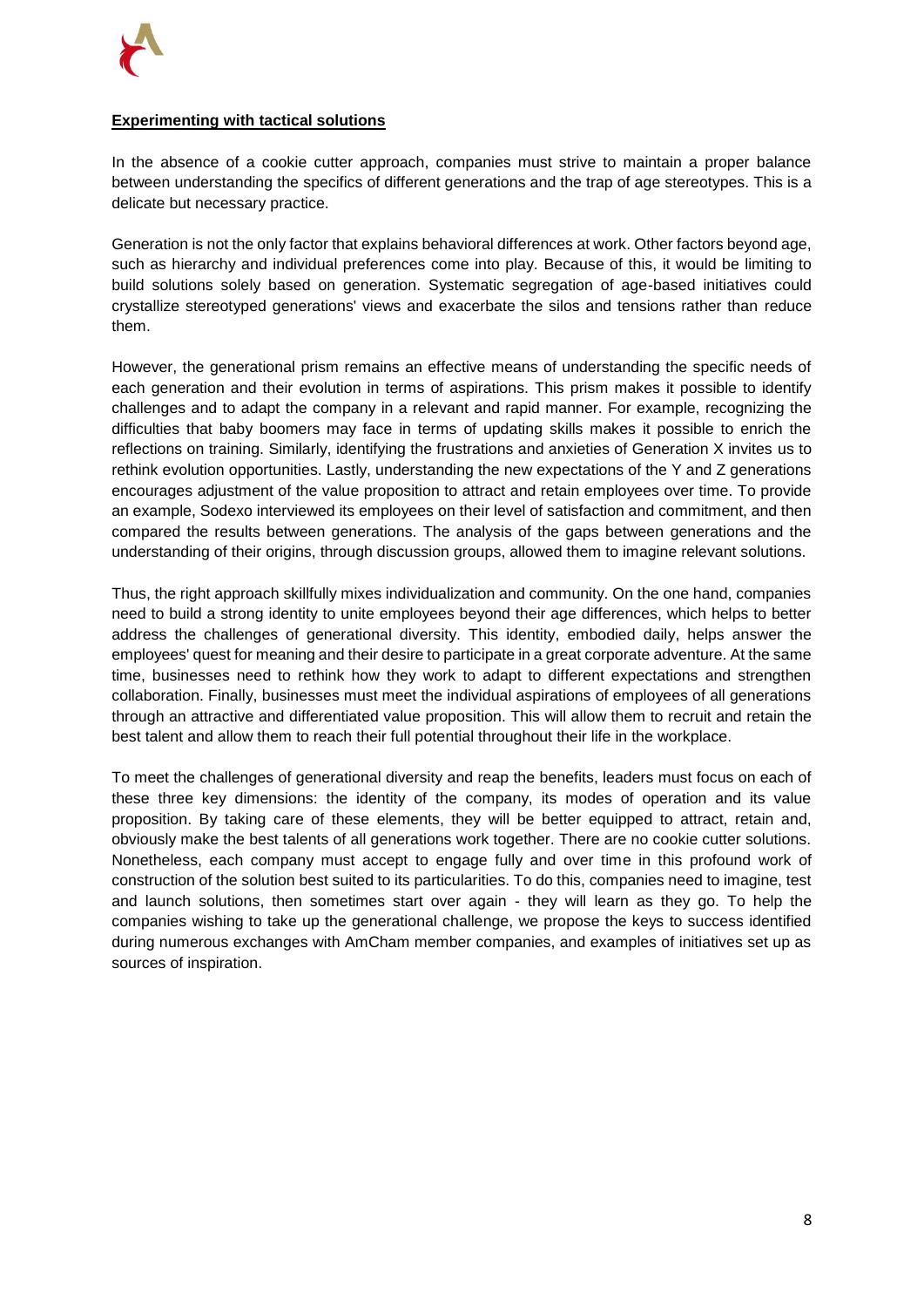**Experimenting with tactical solutions**

In the absence of a cookie cutter approach, companies must strive to maintain a proper balance between understanding the specifics of different generations and the trap of age stereotypes. This is a delicate but necessary practice.

Generation is not the only factor that explains behavioral differences at work. Other factors beyond age, such as hierarchy and individual preferences come into play. Because of this, it would be limiting to build solutions solely based on generation. Systematic segregation of age-based initiatives could crystallize stereotyped generations' views and exacerbate the silos and tensions rather than reduce them.

However, the generational prism remains an effective means of understanding the specific needs of each generation and their evolution in terms of aspirations. This prism makes it possible to identify challenges and to adapt the company in a relevant and rapid manner. For example, recognizing the difficulties that baby boomers may face in terms of updating skills makes it possible to enrich the reflections on training. Similarly, identifying the frustrations and anxieties of Generation X invites us to rethink evolution opportunities. Lastly, understanding the new expectations of the Y and Z generations encourages adjustment of the value proposition to attract and retain employees over time. To provide an example, Sodexo interviewed its employees on their level of satisfaction and commitment, and then compared the results between generations. The analysis of the gaps between generations and the understanding of their origins, through discussion groups, allowed them to imagine relevant solutions.

Thus, the right approach skillfully mixes individualization and community. On the one hand, companies need to build a strong identity to unite employees beyond their age differences, which helps to better address the challenges of generational diversity. This identity, embodied daily, helps answer the employees' quest for meaning and their desire to participate in a great corporate adventure. At the same time, businesses need to rethink how they work to adapt to different expectations and strengthen collaboration. Finally, businesses must meet the individual aspirations of employees of all generations through an attractive and differentiated value proposition. This will allow them to recruit and retain the best talent and allow them to reach their full potential throughout their life in the workplace.

To meet the challenges of generational diversity and reap the benefits, leaders must focus on each of these three key dimensions: the identity of the company, its modes of operation and its value proposition. By taking care of these elements, they will be better equipped to attract, retain and, obviously make the best talents of all generations work together. There are no cookie cutter solutions. Nonetheless, each company must accept to engage fully and over time in this profound work of construction of the solution best suited to its particularities. To do this, companies need to imagine, test and launch solutions, then sometimes start over again - they will learn as they go. To help the companies wishing to take up the generational challenge, we propose the keys to success identified during numerous exchanges with AmCham member companies, and examples of initiatives set up as sources of inspiration.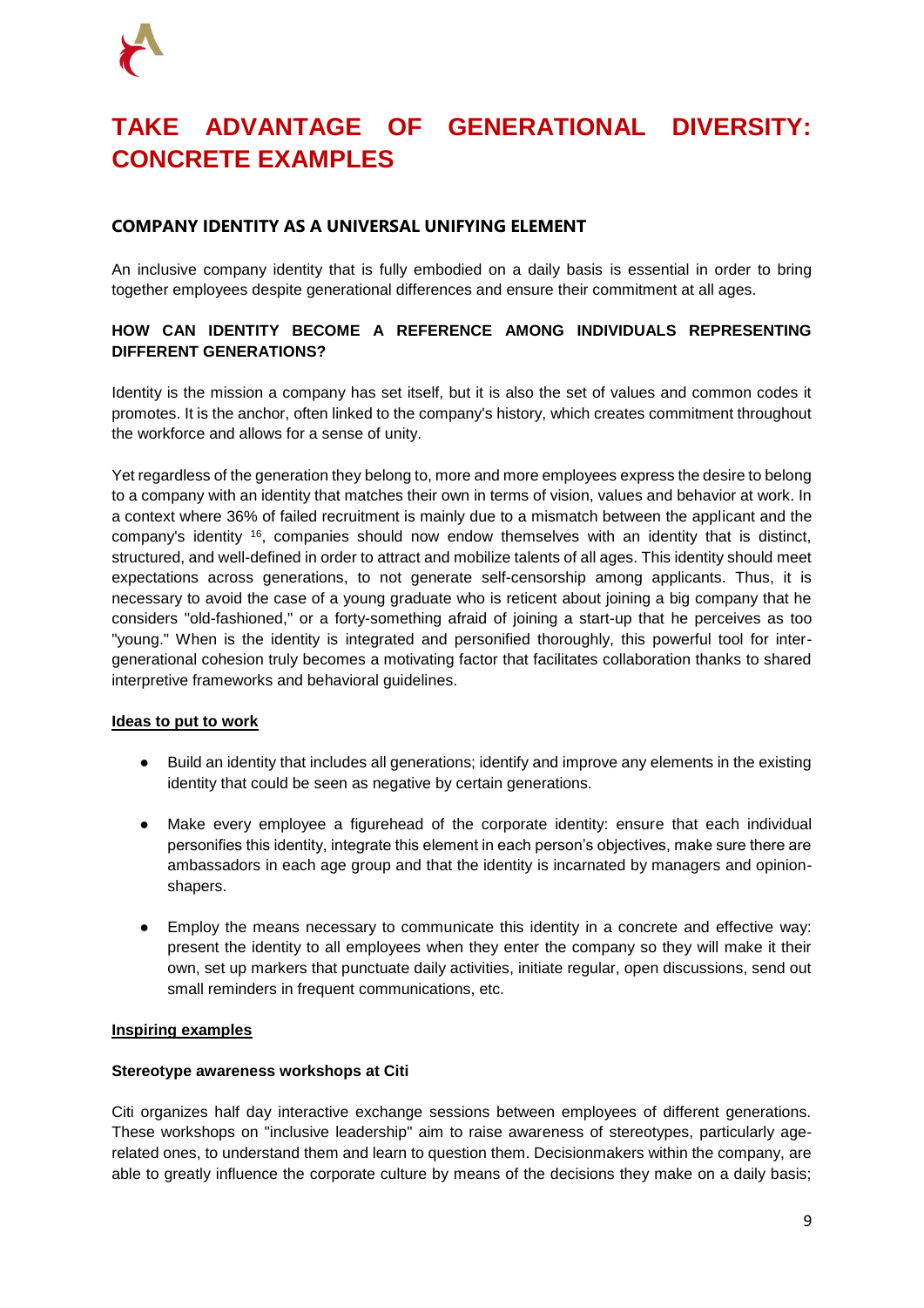# TAKE ADVANTAGE OF GENERATIONAL DIVERSITY: CONCRETE EXAMPLES

## COMPANY IDENTITY AS A UNIVERSAL UNIFYING ELEMENT

An inclusive company identity that is fully embodied on a daily basis is essential in order to bring together employees despite generational differences and ensure their commitment at all ages.

### HOW CAN IDENTITY BECOME A REFERENCE AMONG INDIVIDUALS REPRESENTING DIFFERENT GENERATIONS?

Identity is the mission a company has set itself, but it is also the set of values and common codes it promotes. It is the anchor, often linked to the company's history, which creates commitment throughout the workforce and allows for a sense of unity.

Yet regardless of the generation they belong to, more and more employees express the desire to belong to a company with an identity that matches their own in terms of vision, values and behavior at work. In a context where 36% of failed recruitment is mainly due to a mismatch between the applicant and the company's identity [16], companies should now endow themselves with an identity that is distinct, structured, and well-defined in order to attract and mobilize talents of all ages. This identity should meet expectations across generations, to not generate self-censorship among applicants. Thus, it is necessary to avoid the case of a young graduate who is reticent about joining a big company that he considers "old-fashioned," or a forty-something afraid of joining a start-up that he perceives as too "young." When is the identity is integrated and personified thoroughly, this powerful tool for inter-generational cohesion truly becomes a motivating factor that facilitates collaboration thanks to shared interpretive frameworks and behavioral guidelines.

**Ideas to put to work**

- Build an identity that includes all generations; identify and improve any elements in the existing identity that could be seen as negative by certain generations.
- Make every employee a figurehead of the corporate identity: ensure that each individual personifies this identity, integrate this element in each person's objectives, make sure there are ambassadors in each age group and that the identity is incarnated by managers and opinion-shapers.
- Employ the means necessary to communicate this identity in a concrete and effective way: present the identity to all employees when they enter the company so they will make it their own, set up markers that punctuate daily activities, initiate regular, open discussions, send out small reminders in frequent communications, etc.

**Inspiring examples**

**Stereotype awareness workshops at Citi**

Citi organizes half day interactive exchange sessions between employees of different generations. These workshops on "inclusive leadership" aim to raise awareness of stereotypes, particularly age-related ones, to understand them and learn to question them. Decisionmakers within the company, are able to greatly influence the corporate culture by means of the decisions they make on a daily basis;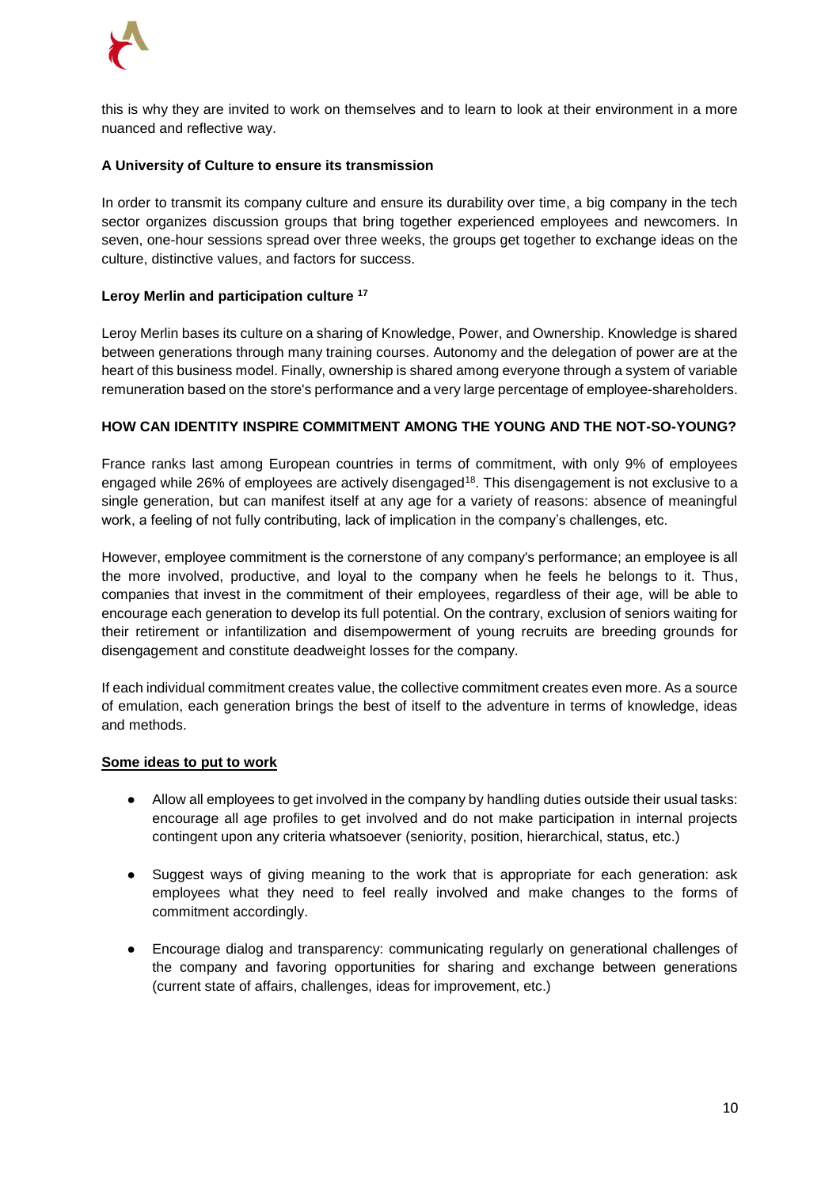this is why they are invited to work on themselves and to learn to look at their environment in a more nuanced and reflective way.

**A University of Culture to ensure its transmission**

In order to transmit its company culture and ensure its durability over time, a big company in the tech sector organizes discussion groups that bring together experienced employees and newcomers. In seven, one-hour sessions spread over three weeks, the groups get together to exchange ideas on the culture, distinctive values, and factors for success.

**Leroy Merlin and participation culture [17]**

Leroy Merlin bases its culture on a sharing of Knowledge, Power, and Ownership. Knowledge is shared between generations through many training courses. Autonomy and the delegation of power are at the heart of this business model. Finally, ownership is shared among everyone through a system of variable remuneration based on the store's performance and a very large percentage of employee-shareholders.

**HOW CAN IDENTITY INSPIRE COMMITMENT AMONG THE YOUNG AND THE NOT-SO-YOUNG?**

France ranks last among European countries in terms of commitment, with only 9% of employees engaged while 26% of employees are actively disengaged[18]. This disengagement is not exclusive to a single generation, but can manifest itself at any age for a variety of reasons: absence of meaningful work, a feeling of not fully contributing, lack of implication in the company's challenges, etc.

However, employee commitment is the cornerstone of any company's performance; an employee is all the more involved, productive, and loyal to the company when he feels he belongs to it. Thus, companies that invest in the commitment of their employees, regardless of their age, will be able to encourage each generation to develop its full potential. On the contrary, exclusion of seniors waiting for their retirement or infantilization and disempowerment of young recruits are breeding grounds for disengagement and constitute deadweight losses for the company.

If each individual commitment creates value, the collective commitment creates even more. As a source of emulation, each generation brings the best of itself to the adventure in terms of knowledge, ideas and methods.

**Some ideas to put to work**

- Allow all employees to get involved in the company by handling duties outside their usual tasks: encourage all age profiles to get involved and do not make participation in internal projects contingent upon any criteria whatsoever (seniority, position, hierarchical, status, etc.)

- Suggest ways of giving meaning to the work that is appropriate for each generation: ask employees what they need to feel really involved and make changes to the forms of commitment accordingly.

- Encourage dialog and transparency: communicating regularly on generational challenges of the company and favoring opportunities for sharing and exchange between generations (current state of affairs, challenges, ideas for improvement, etc.)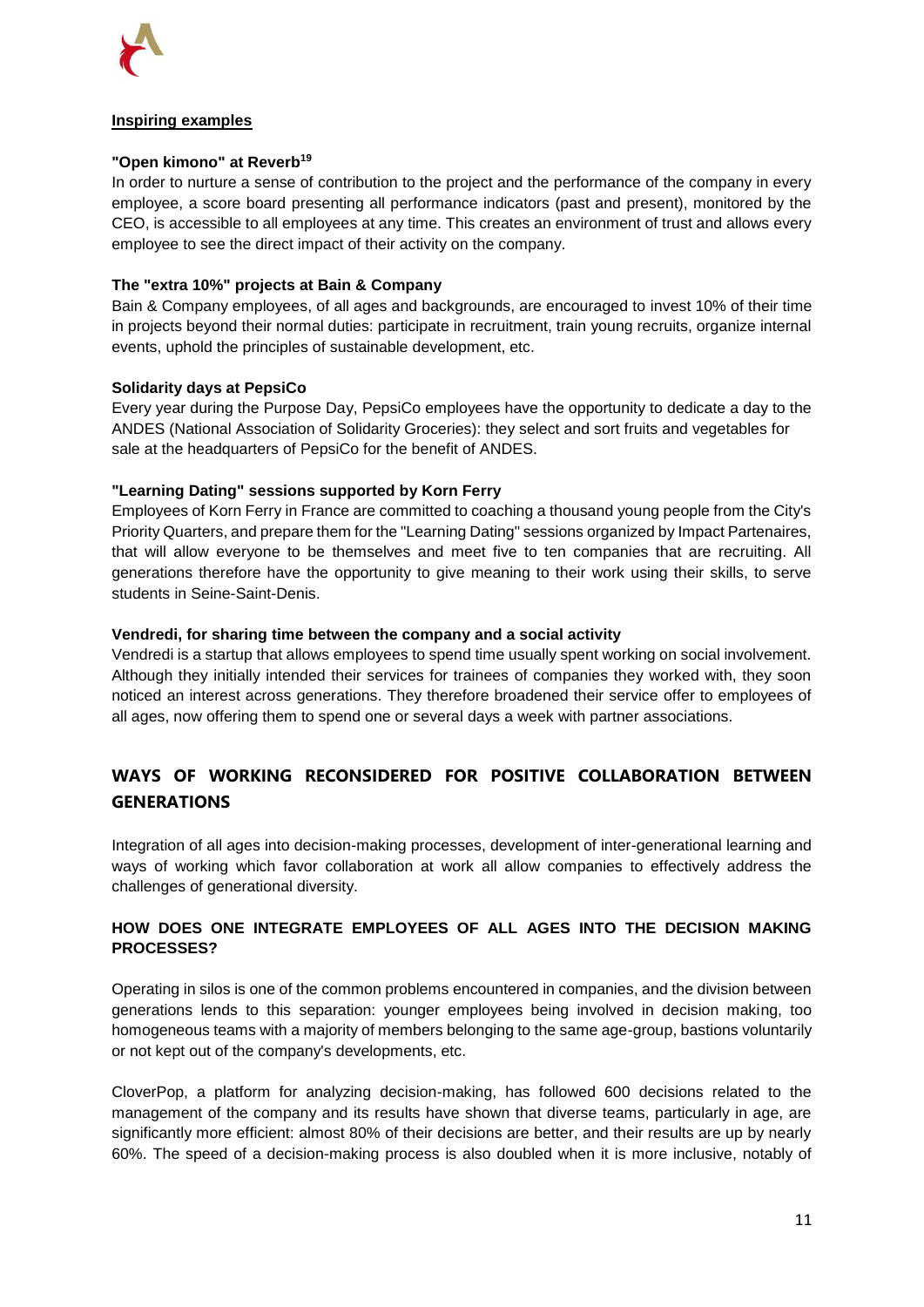**Inspiring examples**

**"Open kimono" at Reverb[19]**

In order to nurture a sense of contribution to the project and the performance of the company in every employee, a score board presenting all performance indicators (past and present), monitored by the CEO, is accessible to all employees at any time. This creates an environment of trust and allows every employee to see the direct impact of their activity on the company.

**The "extra 10%" projects at Bain & Company**

Bain & Company employees, of all ages and backgrounds, are encouraged to invest 10% of their time in projects beyond their normal duties: participate in recruitment, train young recruits, organize internal events, uphold the principles of sustainable development, etc.

**Solidarity days at PepsiCo**

Every year during the Purpose Day, PepsiCo employees have the opportunity to dedicate a day to the ANDES (National Association of Solidarity Groceries): they select and sort fruits and vegetables for sale at the headquarters of PepsiCo for the benefit of ANDES.

**"Learning Dating" sessions supported by Korn Ferry**

Employees of Korn Ferry in France are committed to coaching a thousand young people from the City's Priority Quarters, and prepare them for the "Learning Dating" sessions organized by Impact Partenaires, that will allow everyone to be themselves and meet five to ten companies that are recruiting. All generations therefore have the opportunity to give meaning to their work using their skills, to serve students in Seine-Saint-Denis.

**Vendredi, for sharing time between the company and a social activity**

Vendredi is a startup that allows employees to spend time usually spent working on social involvement. Although they initially intended their services for trainees of companies they worked with, they soon noticed an interest across generations. They therefore broadened their service offer to employees of all ages, now offering them to spend one or several days a week with partner associations.

## WAYS OF WORKING RECONSIDERED FOR POSITIVE COLLABORATION BETWEEN GENERATIONS

Integration of all ages into decision-making processes, development of inter-generational learning and ways of working which favor collaboration at work all allow companies to effectively address the challenges of generational diversity.

### HOW DOES ONE INTEGRATE EMPLOYEES OF ALL AGES INTO THE DECISION MAKING PROCESSES?

Operating in silos is one of the common problems encountered in companies, and the division between generations lends to this separation: younger employees being involved in decision making, too homogeneous teams with a majority of members belonging to the same age-group, bastions voluntarily or not kept out of the company's developments, etc.

CloverPop, a platform for analyzing decision-making, has followed 600 decisions related to the management of the company and its results have shown that diverse teams, particularly in age, are significantly more efficient: almost 80% of their decisions are better, and their results are up by nearly 60%. The speed of a decision-making process is also doubled when it is more inclusive, notably of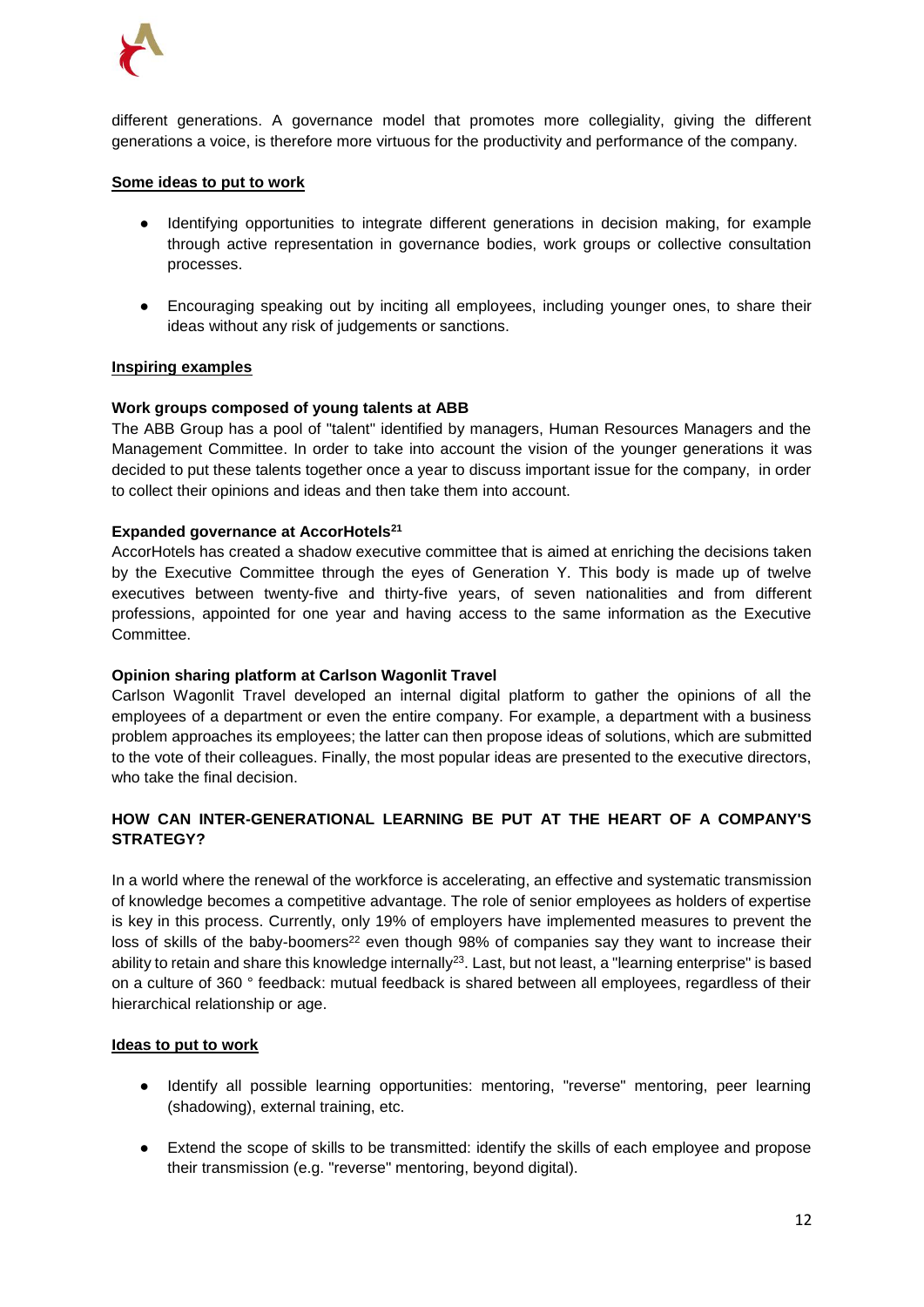different generations. A governance model that promotes more collegiality, giving the different generations a voice, is therefore more virtuous for the productivity and performance of the company.

**Some ideas to put to work**

- Identifying opportunities to integrate different generations in decision making, for example through active representation in governance bodies, work groups or collective consultation processes.
- Encouraging speaking out by inciting all employees, including younger ones, to share their ideas without any risk of judgements or sanctions.

**Inspiring examples**

**Work groups composed of young talents at ABB**

The ABB Group has a pool of "talent" identified by managers, Human Resources Managers and the Management Committee. In order to take into account the vision of the younger generations it was decided to put these talents together once a year to discuss important issue for the company, in order to collect their opinions and ideas and then take them into account.

**Expanded governance at AccorHotels[21]**

AccorHotels has created a shadow executive committee that is aimed at enriching the decisions taken by the Executive Committee through the eyes of Generation Y. This body is made up of twelve executives between twenty-five and thirty-five years, of seven nationalities and from different professions, appointed for one year and having access to the same information as the Executive Committee.

**Opinion sharing platform at Carlson Wagonlit Travel**

Carlson Wagonlit Travel developed an internal digital platform to gather the opinions of all the employees of a department or even the entire company. For example, a department with a business problem approaches its employees; the latter can then propose ideas of solutions, which are submitted to the vote of their colleagues. Finally, the most popular ideas are presented to the executive directors, who take the final decision.

## HOW CAN INTER-GENERATIONAL LEARNING BE PUT AT THE HEART OF A COMPANY'S STRATEGY?

In a world where the renewal of the workforce is accelerating, an effective and systematic transmission of knowledge becomes a competitive advantage. The role of senior employees as holders of expertise is key in this process. Currently, only 19% of employers have implemented measures to prevent the loss of skills of the baby-boomers[22] even though 98% of companies say they want to increase their ability to retain and share this knowledge internally[23]. Last, but not least, a "learning enterprise" is based on a culture of 360 ° feedback: mutual feedback is shared between all employees, regardless of their hierarchical relationship or age.

**Ideas to put to work**

- Identify all possible learning opportunities: mentoring, "reverse" mentoring, peer learning (shadowing), external training, etc.
- Extend the scope of skills to be transmitted: identify the skills of each employee and propose their transmission (e.g. "reverse" mentoring, beyond digital).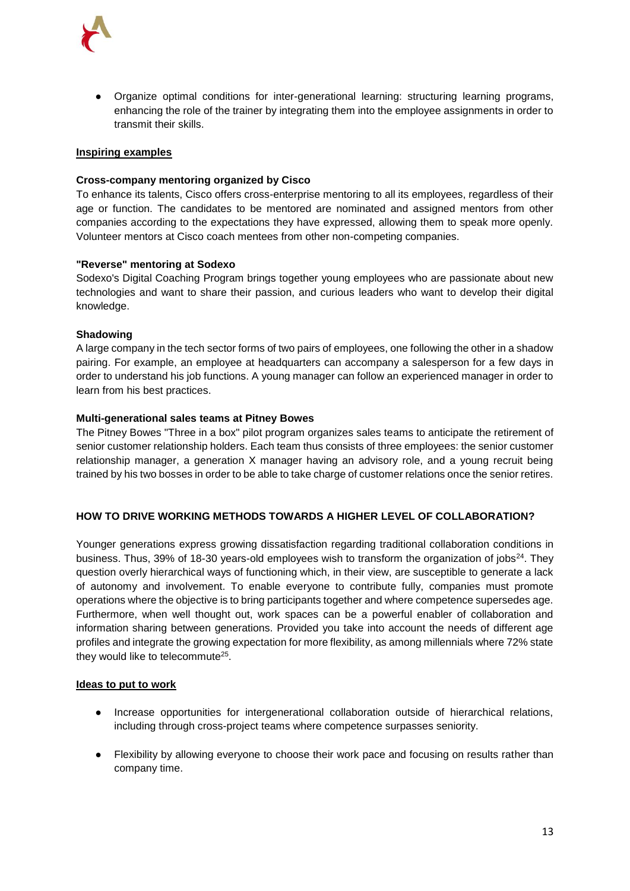- Organize optimal conditions for inter-generational learning: structuring learning programs, enhancing the role of the trainer by integrating them into the employee assignments in order to transmit their skills.

**Inspiring examples**

**Cross-company mentoring organized by Cisco**

To enhance its talents, Cisco offers cross-enterprise mentoring to all its employees, regardless of their age or function. The candidates to be mentored are nominated and assigned mentors from other companies according to the expectations they have expressed, allowing them to speak more openly. Volunteer mentors at Cisco coach mentees from other non-competing companies.

**"Reverse" mentoring at Sodexo**

Sodexo's Digital Coaching Program brings together young employees who are passionate about new technologies and want to share their passion, and curious leaders who want to develop their digital knowledge.

**Shadowing**

A large company in the tech sector forms of two pairs of employees, one following the other in a shadow pairing. For example, an employee at headquarters can accompany a salesperson for a few days in order to understand his job functions. A young manager can follow an experienced manager in order to learn from his best practices.

**Multi-generational sales teams at Pitney Bowes**

The Pitney Bowes "Three in a box" pilot program organizes sales teams to anticipate the retirement of senior customer relationship holders. Each team thus consists of three employees: the senior customer relationship manager, a generation X manager having an advisory role, and a young recruit being trained by his two bosses in order to be able to take charge of customer relations once the senior retires.

## HOW TO DRIVE WORKING METHODS TOWARDS A HIGHER LEVEL OF COLLABORATION?

Younger generations express growing dissatisfaction regarding traditional collaboration conditions in business. Thus, 39% of 18-30 years-old employees wish to transform the organization of jobs[24]. They question overly hierarchical ways of functioning which, in their view, are susceptible to generate a lack of autonomy and involvement. To enable everyone to contribute fully, companies must promote operations where the objective is to bring participants together and where competence supersedes age. Furthermore, when well thought out, work spaces can be a powerful enabler of collaboration and information sharing between generations. Provided you take into account the needs of different age profiles and integrate the growing expectation for more flexibility, as among millennials where 72% state they would like to telecommute[25].

**Ideas to put to work**

- Increase opportunities for intergenerational collaboration outside of hierarchical relations, including through cross-project teams where competence surpasses seniority.
- Flexibility by allowing everyone to choose their work pace and focusing on results rather than company time.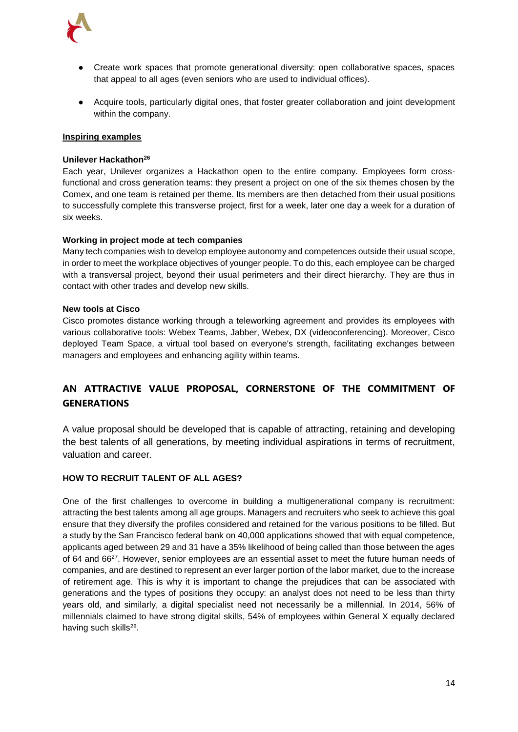- Create work spaces that promote generational diversity: open collaborative spaces, spaces that appeal to all ages (even seniors who are used to individual offices).
- Acquire tools, particularly digital ones, that foster greater collaboration and joint development within the company.

**Inspiring examples**

**Unilever Hackathon[26]**

Each year, Unilever organizes a Hackathon open to the entire company. Employees form cross-functional and cross generation teams: they present a project on one of the six themes chosen by the Comex, and one team is retained per theme. Its members are then detached from their usual positions to successfully complete this transverse project, first for a week, later one day a week for a duration of six weeks.

**Working in project mode at tech companies**

Many tech companies wish to develop employee autonomy and competences outside their usual scope, in order to meet the workplace objectives of younger people. To do this, each employee can be charged with a transversal project, beyond their usual perimeters and their direct hierarchy. They are thus in contact with other trades and develop new skills.

**New tools at Cisco**

Cisco promotes distance working through a teleworking agreement and provides its employees with various collaborative tools: Webex Teams, Jabber, Webex, DX (videoconferencing). Moreover, Cisco deployed Team Space, a virtual tool based on everyone's strength, facilitating exchanges between managers and employees and enhancing agility within teams.

## AN ATTRACTIVE VALUE PROPOSAL, CORNERSTONE OF THE COMMITMENT OF GENERATIONS

A value proposal should be developed that is capable of attracting, retaining and developing the best talents of all generations, by meeting individual aspirations in terms of recruitment, valuation and career.

### HOW TO RECRUIT TALENT OF ALL AGES?

One of the first challenges to overcome in building a multigenerational company is recruitment: attracting the best talents among all age groups. Managers and recruiters who seek to achieve this goal ensure that they diversify the profiles considered and retained for the various positions to be filled. But a study by the San Francisco federal bank on 40,000 applications showed that with equal competence, applicants aged between 29 and 31 have a 35% likelihood of being called than those between the ages of 64 and 66[27]. However, senior employees are an essential asset to meet the future human needs of companies, and are destined to represent an ever larger portion of the labor market, due to the increase of retirement age. This is why it is important to change the prejudices that can be associated with generations and the types of positions they occupy: an analyst does not need to be less than thirty years old, and similarly, a digital specialist need not necessarily be a millennial. In 2014, 56% of millennials claimed to have strong digital skills, 54% of employees within General X equally declared having such skills[28].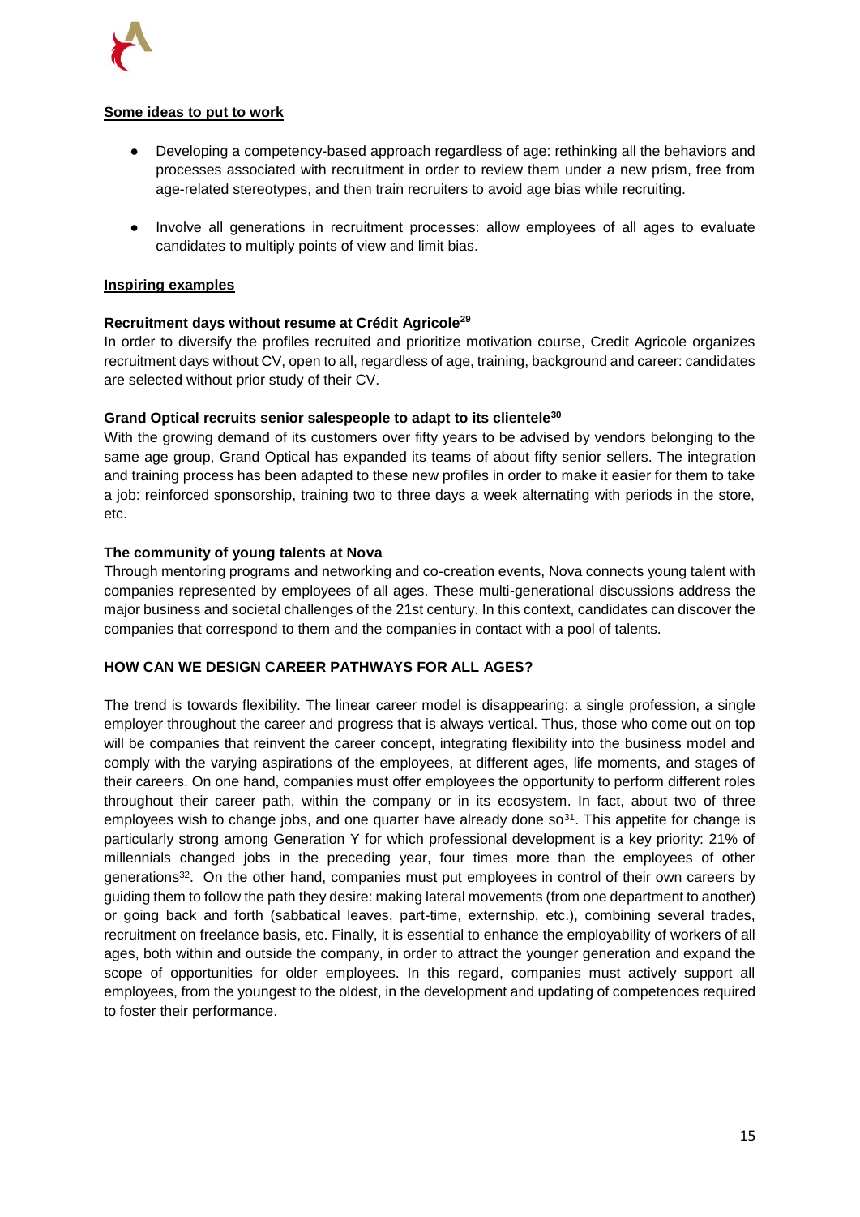**Some ideas to put to work**

- Developing a competency-based approach regardless of age: rethinking all the behaviors and processes associated with recruitment in order to review them under a new prism, free from age-related stereotypes, and then train recruiters to avoid age bias while recruiting.
- Involve all generations in recruitment processes: allow employees of all ages to evaluate candidates to multiply points of view and limit bias.

**Inspiring examples**

**Recruitment days without resume at Crédit Agricole**[29]

In order to diversify the profiles recruited and prioritize motivation course, Credit Agricole organizes recruitment days without CV, open to all, regardless of age, training, background and career: candidates are selected without prior study of their CV.

**Grand Optical recruits senior salespeople to adapt to its clientele**[30]

With the growing demand of its customers over fifty years to be advised by vendors belonging to the same age group, Grand Optical has expanded its teams of about fifty senior sellers. The integration and training process has been adapted to these new profiles in order to make it easier for them to take a job: reinforced sponsorship, training two to three days a week alternating with periods in the store, etc.

**The community of young talents at Nova**

Through mentoring programs and networking and co-creation events, Nova connects young talent with companies represented by employees of all ages. These multi-generational discussions address the major business and societal challenges of the 21st century. In this context, candidates can discover the companies that correspond to them and the companies in contact with a pool of talents.

## HOW CAN WE DESIGN CAREER PATHWAYS FOR ALL AGES?

The trend is towards flexibility. The linear career model is disappearing: a single profession, a single employer throughout the career and progress that is always vertical. Thus, those who come out on top will be companies that reinvent the career concept, integrating flexibility into the business model and comply with the varying aspirations of the employees, at different ages, life moments, and stages of their careers. On one hand, companies must offer employees the opportunity to perform different roles throughout their career path, within the company or in its ecosystem. In fact, about two of three employees wish to change jobs, and one quarter have already done so[31]. This appetite for change is particularly strong among Generation Y for which professional development is a key priority: 21% of millennials changed jobs in the preceding year, four times more than the employees of other generations[32]. On the other hand, companies must put employees in control of their own careers by guiding them to follow the path they desire: making lateral movements (from one department to another) or going back and forth (sabbatical leaves, part-time, externship, etc.), combining several trades, recruitment on freelance basis, etc. Finally, it is essential to enhance the employability of workers of all ages, both within and outside the company, in order to attract the younger generation and expand the scope of opportunities for older employees. In this regard, companies must actively support all employees, from the youngest to the oldest, in the development and updating of competences required to foster their performance.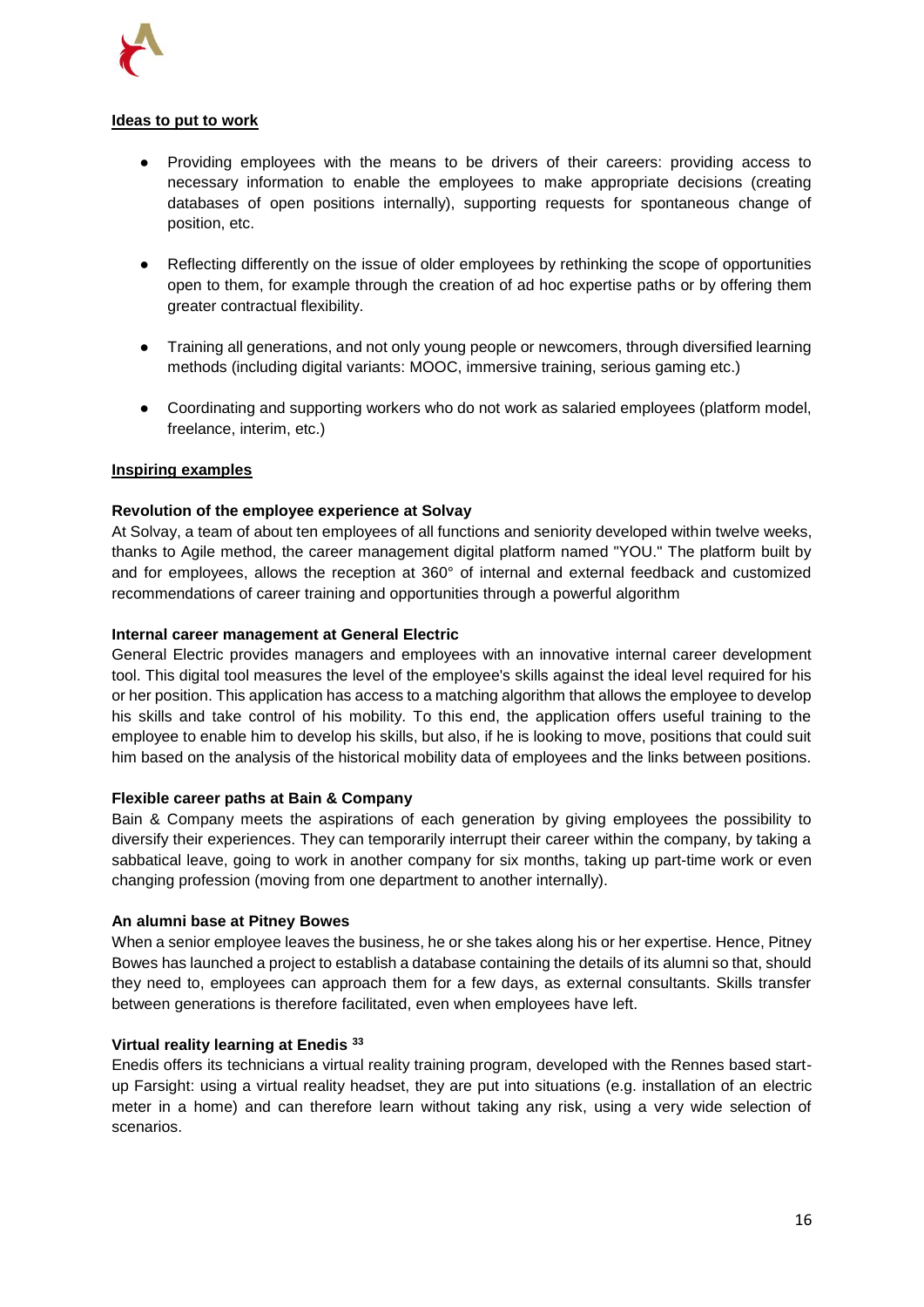**Ideas to put to work**

- Providing employees with the means to be drivers of their careers: providing access to necessary information to enable the employees to make appropriate decisions (creating databases of open positions internally), supporting requests for spontaneous change of position, etc.
- Reflecting differently on the issue of older employees by rethinking the scope of opportunities open to them, for example through the creation of ad hoc expertise paths or by offering them greater contractual flexibility.
- Training all generations, and not only young people or newcomers, through diversified learning methods (including digital variants: MOOC, immersive training, serious gaming etc.)
- Coordinating and supporting workers who do not work as salaried employees (platform model, freelance, interim, etc.)

**Inspiring examples**

**Revolution of the employee experience at Solvay**

At Solvay, a team of about ten employees of all functions and seniority developed within twelve weeks, thanks to Agile method, the career management digital platform named "YOU." The platform built by and for employees, allows the reception at 360° of internal and external feedback and customized recommendations of career training and opportunities through a powerful algorithm

**Internal career management at General Electric**

General Electric provides managers and employees with an innovative internal career development tool. This digital tool measures the level of the employee's skills against the ideal level required for his or her position. This application has access to a matching algorithm that allows the employee to develop his skills and take control of his mobility. To this end, the application offers useful training to the employee to enable him to develop his skills, but also, if he is looking to move, positions that could suit him based on the analysis of the historical mobility data of employees and the links between positions.

**Flexible career paths at Bain & Company**

Bain & Company meets the aspirations of each generation by giving employees the possibility to diversify their experiences. They can temporarily interrupt their career within the company, by taking a sabbatical leave, going to work in another company for six months, taking up part-time work or even changing profession (moving from one department to another internally).

**An alumni base at Pitney Bowes**

When a senior employee leaves the business, he or she takes along his or her expertise. Hence, Pitney Bowes has launched a project to establish a database containing the details of its alumni so that, should they need to, employees can approach them for a few days, as external consultants. Skills transfer between generations is therefore facilitated, even when employees have left.

**Virtual reality learning at Enedis [33]**

Enedis offers its technicians a virtual reality training program, developed with the Rennes based start-up Farsight: using a virtual reality headset, they are put into situations (e.g. installation of an electric meter in a home) and can therefore learn without taking any risk, using a very wide selection of scenarios.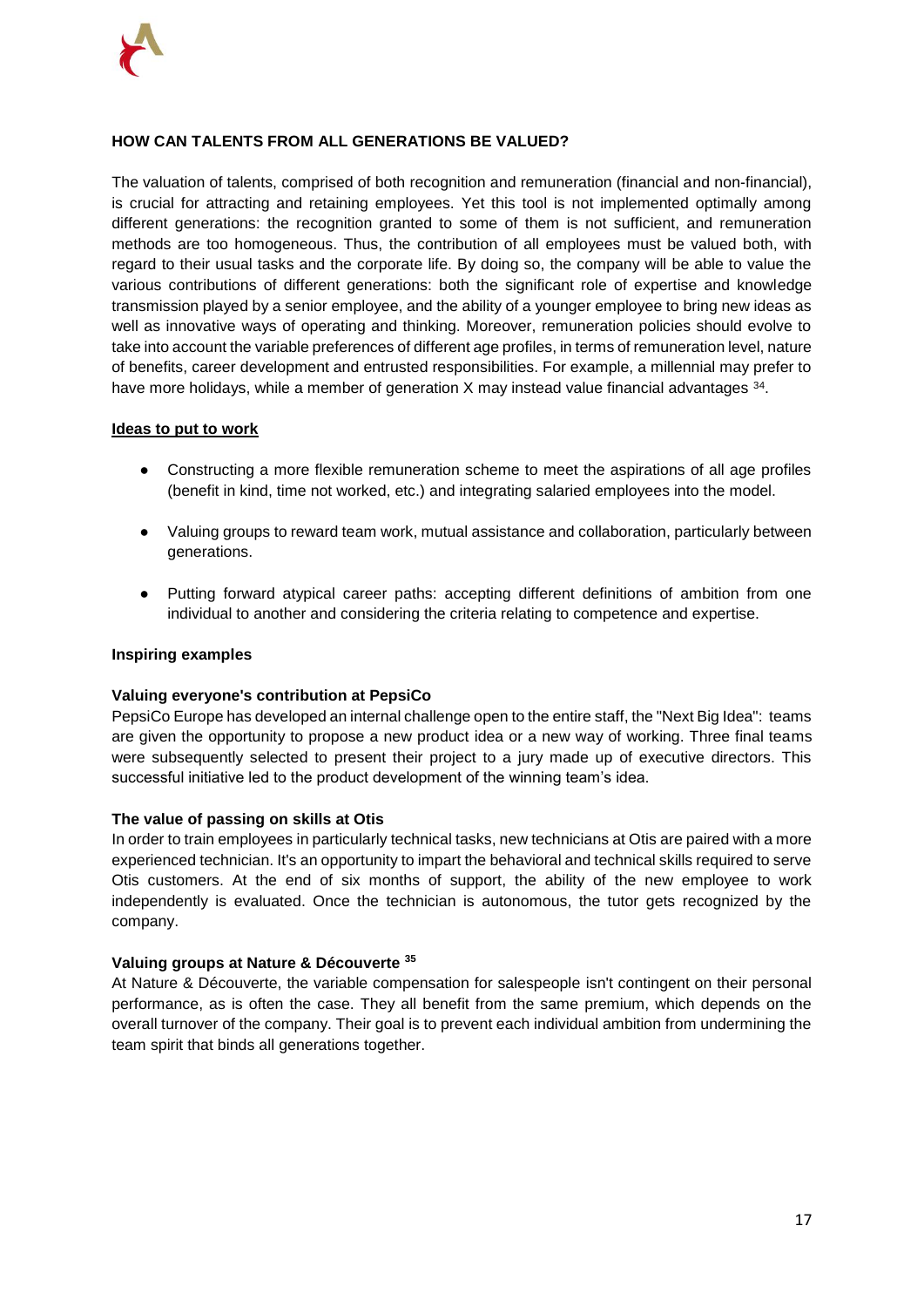## HOW CAN TALENTS FROM ALL GENERATIONS BE VALUED?

The valuation of talents, comprised of both recognition and remuneration (financial and non-financial), is crucial for attracting and retaining employees. Yet this tool is not implemented optimally among different generations: the recognition granted to some of them is not sufficient, and remuneration methods are too homogeneous. Thus, the contribution of all employees must be valued both, with regard to their usual tasks and the corporate life. By doing so, the company will be able to value the various contributions of different generations: both the significant role of expertise and knowledge transmission played by a senior employee, and the ability of a younger employee to bring new ideas as well as innovative ways of operating and thinking. Moreover, remuneration policies should evolve to take into account the variable preferences of different age profiles, in terms of remuneration level, nature of benefits, career development and entrusted responsibilities. For example, a millennial may prefer to have more holidays, while a member of generation X may instead value financial advantages [34].

### Ideas to put to work

- Constructing a more flexible remuneration scheme to meet the aspirations of all age profiles (benefit in kind, time not worked, etc.) and integrating salaried employees into the model.
- Valuing groups to reward team work, mutual assistance and collaboration, particularly between generations.
- Putting forward atypical career paths: accepting different definitions of ambition from one individual to another and considering the criteria relating to competence and expertise.

### Inspiring examples

**Valuing everyone's contribution at PepsiCo**

PepsiCo Europe has developed an internal challenge open to the entire staff, the "Next Big Idea": teams are given the opportunity to propose a new product idea or a new way of working. Three final teams were subsequently selected to present their project to a jury made up of executive directors. This successful initiative led to the product development of the winning team's idea.

**The value of passing on skills at Otis**

In order to train employees in particularly technical tasks, new technicians at Otis are paired with a more experienced technician. It's an opportunity to impart the behavioral and technical skills required to serve Otis customers. At the end of six months of support, the ability of the new employee to work independently is evaluated. Once the technician is autonomous, the tutor gets recognized by the company.

**Valuing groups at Nature & Découverte [35]**

At Nature & Découverte, the variable compensation for salespeople isn't contingent on their personal performance, as is often the case. They all benefit from the same premium, which depends on the overall turnover of the company. Their goal is to prevent each individual ambition from undermining the team spirit that binds all generations together.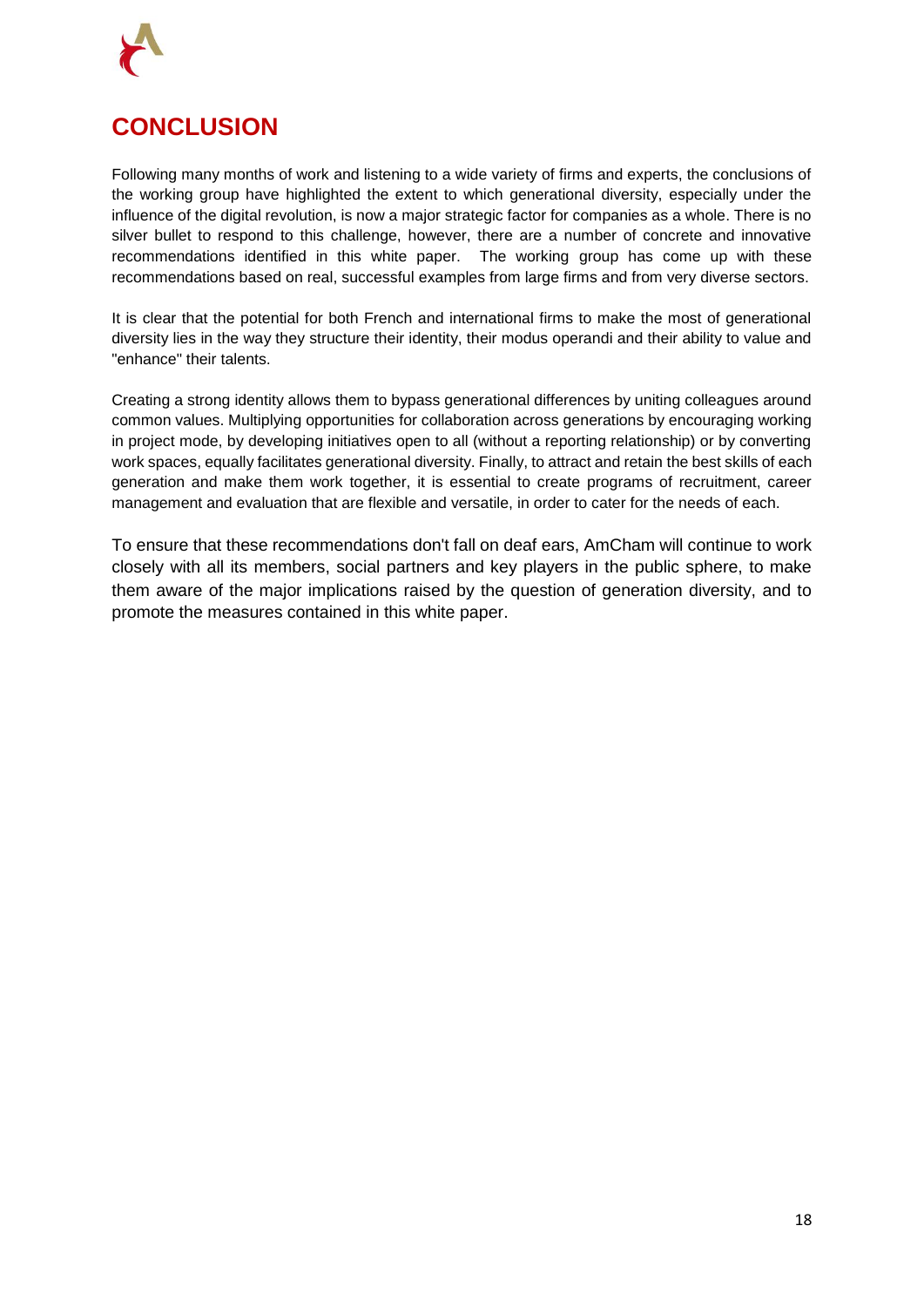# CONCLUSION

Following many months of work and listening to a wide variety of firms and experts, the conclusions of the working group have highlighted the extent to which generational diversity, especially under the influence of the digital revolution, is now a major strategic factor for companies as a whole. There is no silver bullet to respond to this challenge, however, there are a number of concrete and innovative recommendations identified in this white paper. The working group has come up with these recommendations based on real, successful examples from large firms and from very diverse sectors.

It is clear that the potential for both French and international firms to make the most of generational diversity lies in the way they structure their identity, their modus operandi and their ability to value and "enhance" their talents.

Creating a strong identity allows them to bypass generational differences by uniting colleagues around common values. Multiplying opportunities for collaboration across generations by encouraging working in project mode, by developing initiatives open to all (without a reporting relationship) or by converting work spaces, equally facilitates generational diversity. Finally, to attract and retain the best skills of each generation and make them work together, it is essential to create programs of recruitment, career management and evaluation that are flexible and versatile, in order to cater for the needs of each.

To ensure that these recommendations don't fall on deaf ears, AmCham will continue to work closely with all its members, social partners and key players in the public sphere, to make them aware of the major implications raised by the question of generation diversity, and to promote the measures contained in this white paper.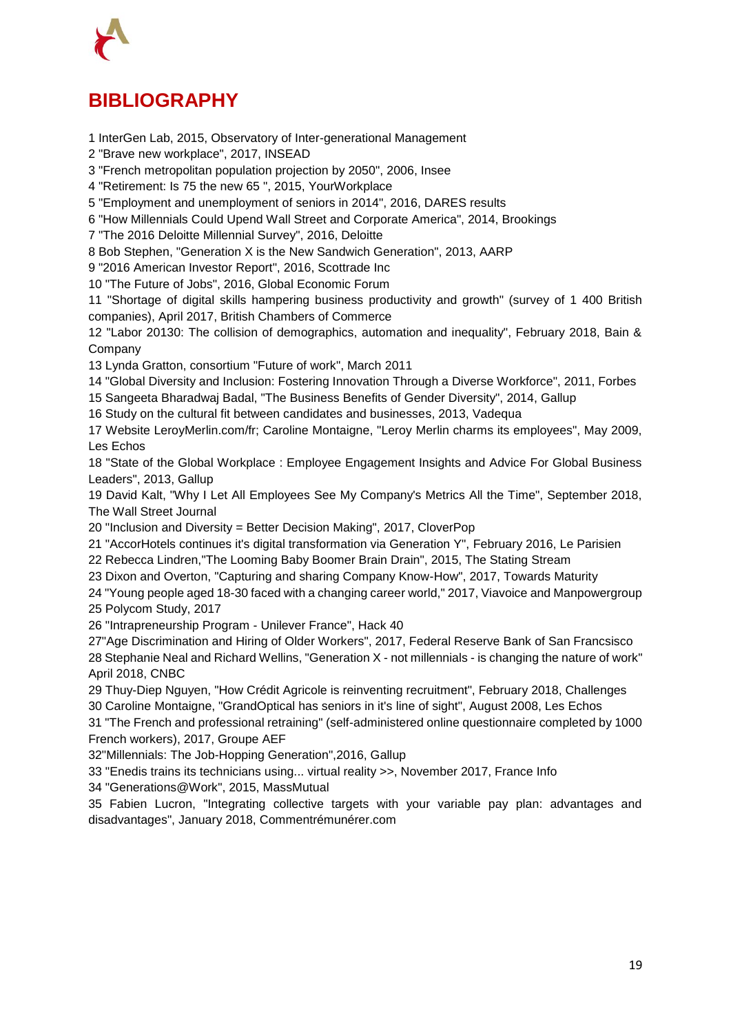# BIBLIOGRAPHY

1 InterGen Lab, 2015, Observatory of Inter-generational Management
2 "Brave new workplace", 2017, INSEAD
3 "French metropolitan population projection by 2050", 2006, Insee
4 "Retirement: Is 75 the new 65 ", 2015, YourWorkplace
5 "Employment and unemployment of seniors in 2014", 2016, DARES results
6 "How Millennials Could Upend Wall Street and Corporate America", 2014, Brookings
7 "The 2016 Deloitte Millennial Survey", 2016, Deloitte
8 Bob Stephen, "Generation X is the New Sandwich Generation", 2013, AARP
9 "2016 American Investor Report", 2016, Scottrade Inc
10 "The Future of Jobs", 2016, Global Economic Forum
11 "Shortage of digital skills hampering business productivity and growth" (survey of 1 400 British companies), April 2017, British Chambers of Commerce
12 "Labor 20130: The collision of demographics, automation and inequality", February 2018, Bain & Company
13 Lynda Gratton, consortium "Future of work", March 2011
14 "Global Diversity and Inclusion: Fostering Innovation Through a Diverse Workforce", 2011, Forbes
15 Sangeeta Bharadwaj Badal, "The Business Benefits of Gender Diversity", 2014, Gallup
16 Study on the cultural fit between candidates and businesses, 2013, Vadequa
17 Website LeroyMerlin.com/fr; Caroline Montaigne, "Leroy Merlin charms its employees", May 2009, Les Echos
18 "State of the Global Workplace : Employee Engagement Insights and Advice For Global Business Leaders", 2013, Gallup
19 David Kalt, "Why I Let All Employees See My Company's Metrics All the Time", September 2018, The Wall Street Journal
20 "Inclusion and Diversity = Better Decision Making", 2017, CloverPop
21 "AccorHotels continues it's digital transformation via Generation Y", February 2016, Le Parisien
22 Rebecca Lindren,"The Looming Baby Boomer Brain Drain", 2015, The Stating Stream
23 Dixon and Overton, "Capturing and sharing Company Know-How", 2017, Towards Maturity
24 "Young people aged 18-30 faced with a changing career world," 2017, Viavoice and Manpowergroup
25 Polycom Study, 2017
26 "Intrapreneurship Program - Unilever France", Hack 40
27"Age Discrimination and Hiring of Older Workers", 2017, Federal Reserve Bank of San Francsisco
28 Stephanie Neal and Richard Wellins, "Generation X - not millennials - is changing the nature of work" April 2018, CNBC
29 Thuy-Diep Nguyen, "How Crédit Agricole is reinventing recruitment", February 2018, Challenges
30 Caroline Montaigne, "GrandOptical has seniors in it's line of sight", August 2008, Les Echos
31 "The French and professional retraining" (self-administered online questionnaire completed by 1000 French workers), 2017, Groupe AEF
32"Millennials: The Job-Hopping Generation",2016, Gallup
33 "Enedis trains its technicians using... virtual reality >>, November 2017, France Info
34 "Generations@Work", 2015, MassMutual
35 Fabien Lucron, "Integrating collective targets with your variable pay plan: advantages and disadvantages", January 2018, Commentrémunérer.com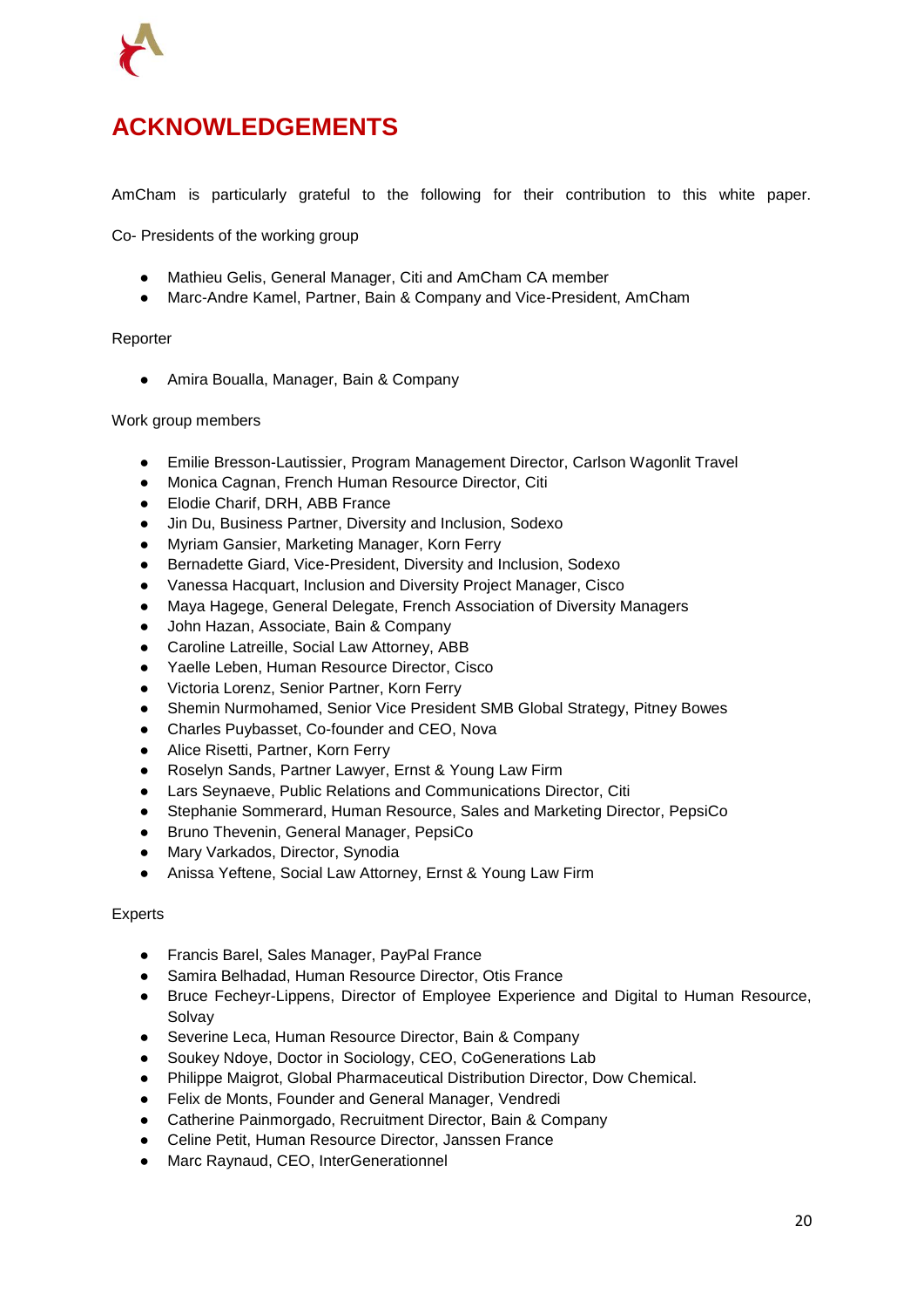# ACKNOWLEDGEMENTS

AmCham is particularly grateful to the following for their contribution to this white paper.

Co- Presidents of the working group

- Mathieu Gelis, General Manager, Citi and AmCham CA member
- Marc-Andre Kamel, Partner, Bain & Company and Vice-President, AmCham

Reporter

- Amira Boualla, Manager, Bain & Company

Work group members

- Emilie Bresson-Lautissier, Program Management Director, Carlson Wagonlit Travel
- Monica Cagnan, French Human Resource Director, Citi
- Elodie Charif, DRH, ABB France
- Jin Du, Business Partner, Diversity and Inclusion, Sodexo
- Myriam Gansier, Marketing Manager, Korn Ferry
- Bernadette Giard, Vice-President, Diversity and Inclusion, Sodexo
- Vanessa Hacquart, Inclusion and Diversity Project Manager, Cisco
- Maya Hagege, General Delegate, French Association of Diversity Managers
- John Hazan, Associate, Bain & Company
- Caroline Latreille, Social Law Attorney, ABB
- Yaelle Leben, Human Resource Director, Cisco
- Victoria Lorenz, Senior Partner, Korn Ferry
- Shemin Nurmohamed, Senior Vice President SMB Global Strategy, Pitney Bowes
- Charles Puybasset, Co-founder and CEO, Nova
- Alice Risetti, Partner, Korn Ferry
- Roselyn Sands, Partner Lawyer, Ernst & Young Law Firm
- Lars Seynaeve, Public Relations and Communications Director, Citi
- Stephanie Sommerard, Human Resource, Sales and Marketing Director, PepsiCo
- Bruno Thevenin, General Manager, PepsiCo
- Mary Varkados, Director, Synodia
- Anissa Yeftene, Social Law Attorney, Ernst & Young Law Firm

Experts

- Francis Barel, Sales Manager, PayPal France
- Samira Belhadad, Human Resource Director, Otis France
- Bruce Fecheyr-Lippens, Director of Employee Experience and Digital to Human Resource, Solvay
- Severine Leca, Human Resource Director, Bain & Company
- Soukey Ndoye, Doctor in Sociology, CEO, CoGenerations Lab
- Philippe Maigrot, Global Pharmaceutical Distribution Director, Dow Chemical.
- Felix de Monts, Founder and General Manager, Vendredi
- Catherine Painmorgado, Recruitment Director, Bain & Company
- Celine Petit, Human Resource Director, Janssen France
- Marc Raynaud, CEO, InterGenerationnel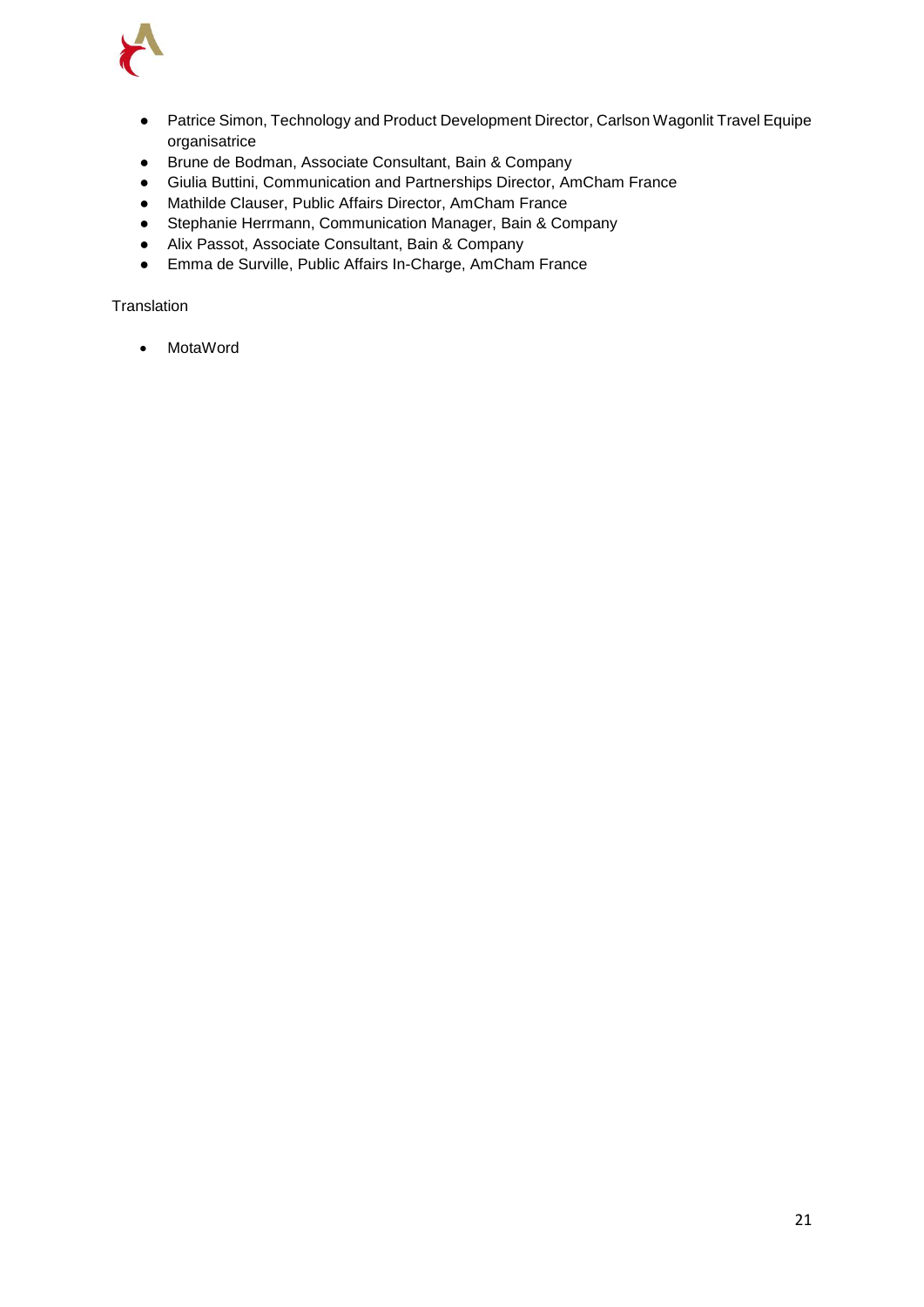- Patrice Simon, Technology and Product Development Director, Carlson Wagonlit Travel Equipe organisatrice
- Brune de Bodman, Associate Consultant, Bain & Company
- Giulia Buttini, Communication and Partnerships Director, AmCham France
- Mathilde Clauser, Public Affairs Director, AmCham France
- Stephanie Herrmann, Communication Manager, Bain & Company
- Alix Passot, Associate Consultant, Bain & Company
- Emma de Surville, Public Affairs In-Charge, AmCham France

Translation

- MotaWord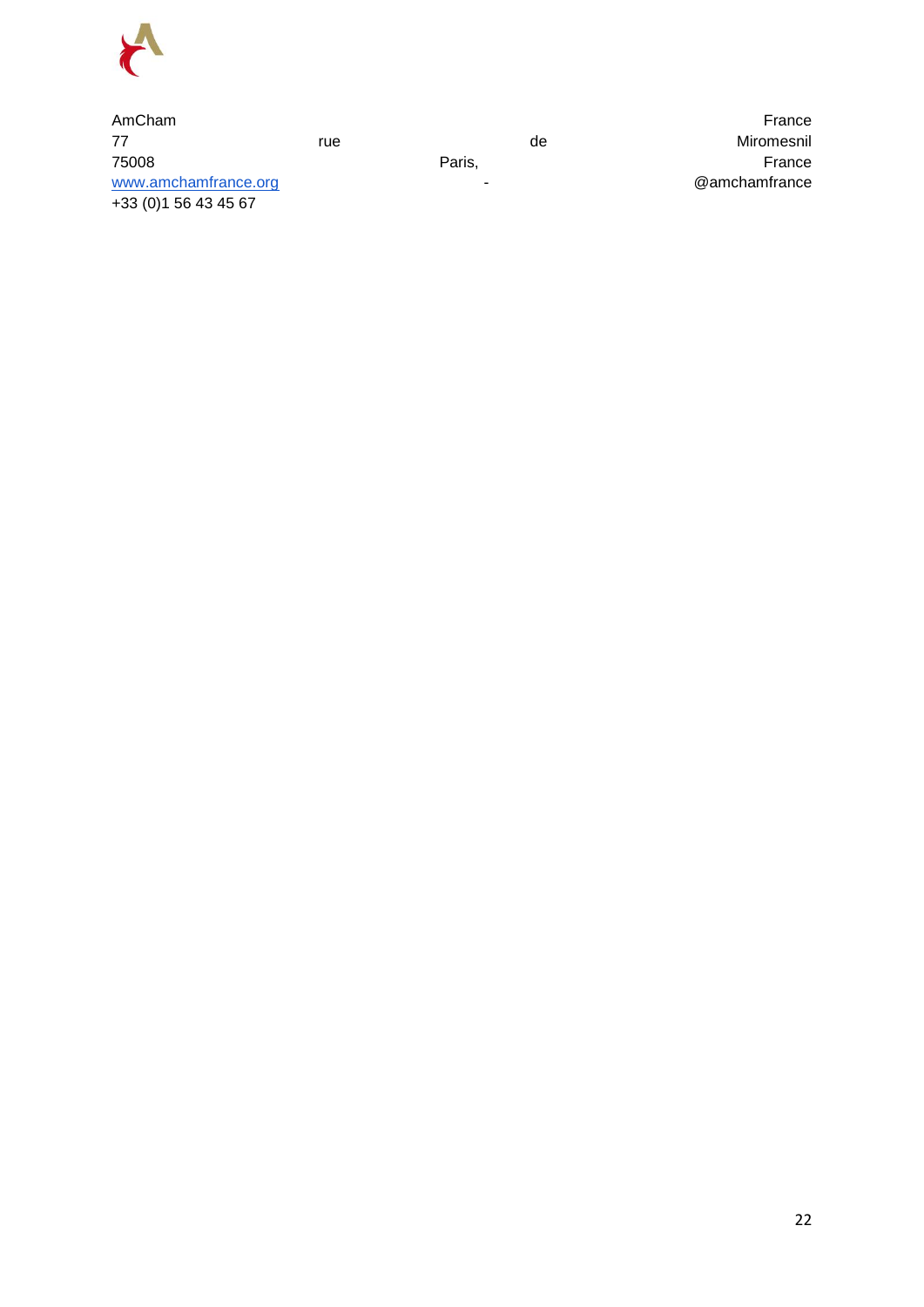AmCham France
77 rue de Miromesnil
75008 Paris, France
www.amchamfrance.org - @amchamfrance
+33 (0)1 56 43 45 67